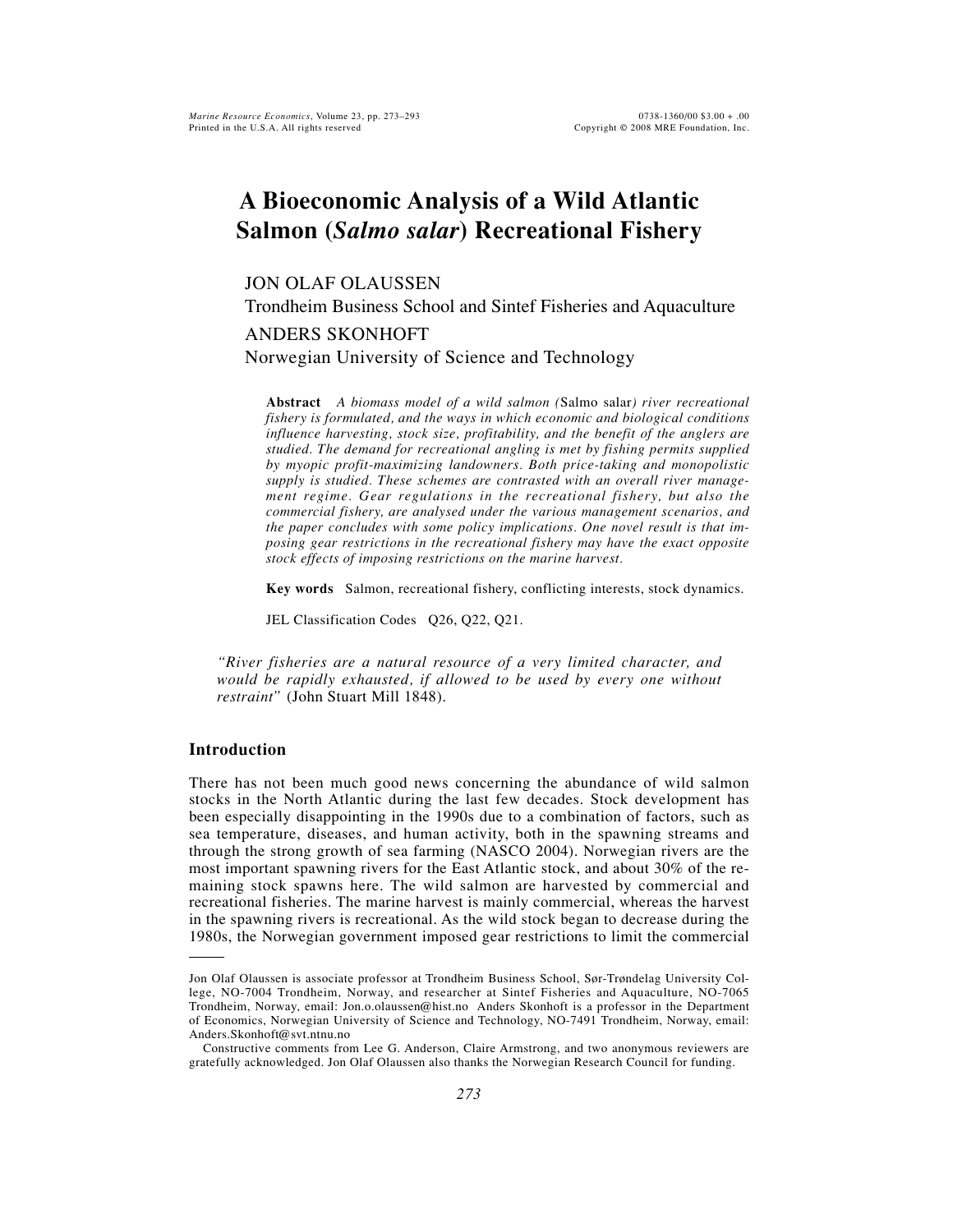# A Bioeconomic Analysis of a Wild Atlantic Salmon (*Salmo salar*) Recreational Fishery

JON OLAF OLAUSSEN
Trondheim Business School and Sintef Fisheries and Aquaculture

ANDERS SKONHOFT
Norwegian University of Science and Technology

**Abstract** *A biomass model of a wild salmon (*Salmo salar*) river recreational fishery is formulated, and the ways in which economic and biological conditions influence harvesting, stock size, profitability, and the benefit of the anglers are studied. The demand for recreational angling is met by fishing permits supplied by myopic profit-maximizing landowners. Both price-taking and monopolistic supply is studied. These schemes are contrasted with an overall river management regime. Gear regulations in the recreational fishery, but also the commercial fishery, are analysed under the various management scenarios, and the paper concludes with some policy implications. One novel result is that imposing gear restrictions in the recreational fishery may have the exact opposite stock effects of imposing restrictions on the marine harvest.*

**Key words** Salmon, recreational fishery, conflicting interests, stock dynamics.

JEL Classification Codes Q26, Q22, Q21.

*"River fisheries are a natural resource of a very limited character, and would be rapidly exhausted, if allowed to be used by every one without restraint"* (John Stuart Mill 1848).

## Introduction

There has not been much good news concerning the abundance of wild salmon stocks in the North Atlantic during the last few decades. Stock development has been especially disappointing in the 1990s due to a combination of factors, such as sea temperature, diseases, and human activity, both in the spawning streams and through the strong growth of sea farming (NASCO 2004). Norwegian rivers are the most important spawning rivers for the East Atlantic stock, and about 30% of the remaining stock spawns here. The wild salmon are harvested by commercial and recreational fisheries. The marine harvest is mainly commercial, whereas the harvest in the spawning rivers is recreational. As the wild stock began to decrease during the 1980s, the Norwegian government imposed gear restrictions to limit the commercial

---

Jon Olaf Olaussen is associate professor at Trondheim Business School, Sør-Trøndelag University College, NO-7004 Trondheim, Norway, and researcher at Sintef Fisheries and Aquaculture, NO-7065 Trondheim, Norway, email: Jon.o.olaussen@hist.no Anders Skonhoft is a professor in the Department of Economics, Norwegian University of Science and Technology, NO-7491 Trondheim, Norway, email: Anders.Skonhoft@svt.ntnu.no

Constructive comments from Lee G. Anderson, Claire Armstrong, and two anonymous reviewers are gratefully acknowledged. Jon Olaf Olaussen also thanks the Norwegian Research Council for funding.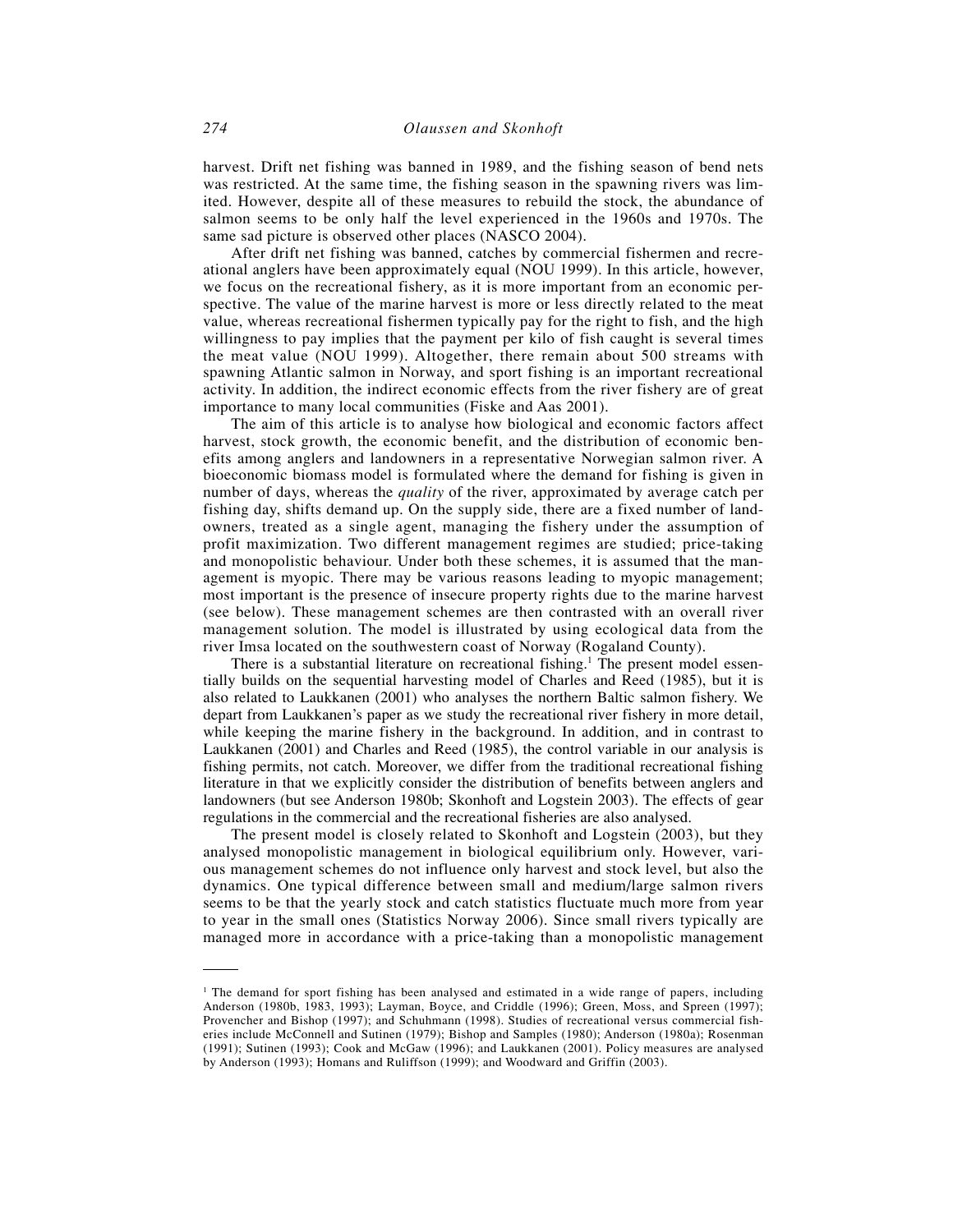harvest. Drift net fishing was banned in 1989, and the fishing season of bend nets was restricted. At the same time, the fishing season in the spawning rivers was limited. However, despite all of these measures to rebuild the stock, the abundance of salmon seems to be only half the level experienced in the 1960s and 1970s. The same sad picture is observed other places (NASCO 2004).

After drift net fishing was banned, catches by commercial fishermen and recreational anglers have been approximately equal (NOU 1999). In this article, however, we focus on the recreational fishery, as it is more important from an economic perspective. The value of the marine harvest is more or less directly related to the meat value, whereas recreational fishermen typically pay for the right to fish, and the high willingness to pay implies that the payment per kilo of fish caught is several times the meat value (NOU 1999). Altogether, there remain about 500 streams with spawning Atlantic salmon in Norway, and sport fishing is an important recreational activity. In addition, the indirect economic effects from the river fishery are of great importance to many local communities (Fiske and Aas 2001).

The aim of this article is to analyse how biological and economic factors affect harvest, stock growth, the economic benefit, and the distribution of economic benefits among anglers and landowners in a representative Norwegian salmon river. A bioeconomic biomass model is formulated where the demand for fishing is given in number of days, whereas the *quality* of the river, approximated by average catch per fishing day, shifts demand up. On the supply side, there are a fixed number of landowners, treated as a single agent, managing the fishery under the assumption of profit maximization. Two different management regimes are studied; price-taking and monopolistic behaviour. Under both these schemes, it is assumed that the management is myopic. There may be various reasons leading to myopic management; most important is the presence of insecure property rights due to the marine harvest (see below). These management schemes are then contrasted with an overall river management solution. The model is illustrated by using ecological data from the river Imsa located on the southwestern coast of Norway (Rogaland County).

There is a substantial literature on recreational fishing.[1] The present model essentially builds on the sequential harvesting model of Charles and Reed (1985), but it is also related to Laukkanen (2001) who analyses the northern Baltic salmon fishery. We depart from Laukkanen's paper as we study the recreational river fishery in more detail, while keeping the marine fishery in the background. In addition, and in contrast to Laukkanen (2001) and Charles and Reed (1985), the control variable in our analysis is fishing permits, not catch. Moreover, we differ from the traditional recreational fishing literature in that we explicitly consider the distribution of benefits between anglers and landowners (but see Anderson 1980b; Skonhoft and Logstein 2003). The effects of gear regulations in the commercial and the recreational fisheries are also analysed.

The present model is closely related to Skonhoft and Logstein (2003), but they analysed monopolistic management in biological equilibrium only. However, various management schemes do not influence only harvest and stock level, but also the dynamics. One typical difference between small and medium/large salmon rivers seems to be that the yearly stock and catch statistics fluctuate much more from year to year in the small ones (Statistics Norway 2006). Since small rivers typically are managed more in accordance with a price-taking than a monopolistic management

[1] The demand for sport fishing has been analysed and estimated in a wide range of papers, including Anderson (1980b, 1983, 1993); Layman, Boyce, and Criddle (1996); Green, Moss, and Spreen (1997); Provencher and Bishop (1997); and Schuhmann (1998). Studies of recreational versus commercial fisheries include McConnell and Sutinen (1979); Bishop and Samples (1980); Anderson (1980a); Rosenman (1991); Sutinen (1993); Cook and McGaw (1996); and Laukkanen (2001). Policy measures are analysed by Anderson (1993); Homans and Ruliffson (1999); and Woodward and Griffin (2003).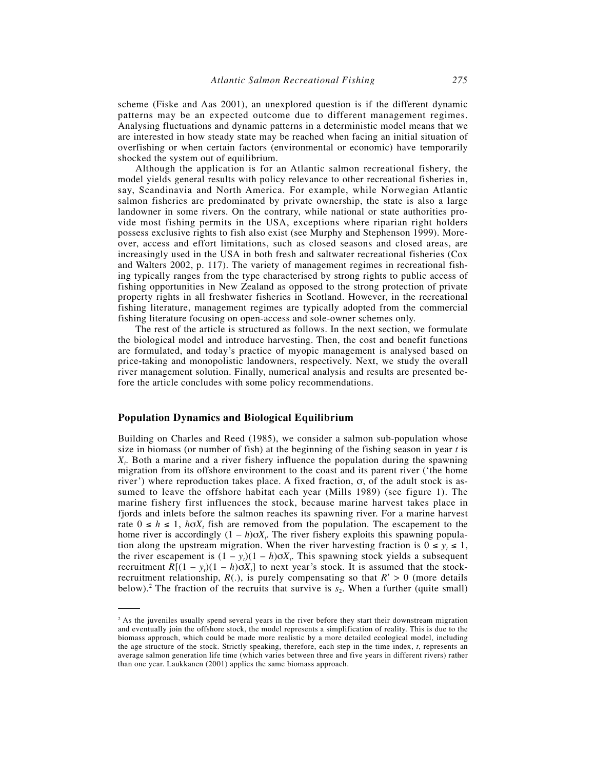scheme (Fiske and Aas 2001), an unexplored question is if the different dynamic patterns may be an expected outcome due to different management regimes. Analysing fluctuations and dynamic patterns in a deterministic model means that we are interested in how steady state may be reached when facing an initial situation of overfishing or when certain factors (environmental or economic) have temporarily shocked the system out of equilibrium.

Although the application is for an Atlantic salmon recreational fishery, the model yields general results with policy relevance to other recreational fisheries in, say, Scandinavia and North America. For example, while Norwegian Atlantic salmon fisheries are predominated by private ownership, the state is also a large landowner in some rivers. On the contrary, while national or state authorities provide most fishing permits in the USA, exceptions where riparian right holders possess exclusive rights to fish also exist (see Murphy and Stephenson 1999). Moreover, access and effort limitations, such as closed seasons and closed areas, are increasingly used in the USA in both fresh and saltwater recreational fisheries (Cox and Walters 2002, p. 117). The variety of management regimes in recreational fishing typically ranges from the type characterised by strong rights to public access of fishing opportunities in New Zealand as opposed to the strong protection of private property rights in all freshwater fisheries in Scotland. However, in the recreational fishing literature, management regimes are typically adopted from the commercial fishing literature focusing on open-access and sole-owner schemes only.

The rest of the article is structured as follows. In the next section, we formulate the biological model and introduce harvesting. Then, the cost and benefit functions are formulated, and today's practice of myopic management is analysed based on price-taking and monopolistic landowners, respectively. Next, we study the overall river management solution. Finally, numerical analysis and results are presented before the article concludes with some policy recommendations.

## Population Dynamics and Biological Equilibrium

Building on Charles and Reed (1985), we consider a salmon sub-population whose size in biomass (or number of fish) at the beginning of the fishing season in year $t$ is $X_t$. Both a marine and a river fishery influence the population during the spawning migration from its offshore environment to the coast and its parent river ('the home river') where reproduction takes place. A fixed fraction, $\sigma$, of the adult stock is assumed to leave the offshore habitat each year (Mills 1989) (see figure 1). The marine fishery first influences the stock, because marine harvest takes place in fjords and inlets before the salmon reaches its spawning river. For a marine harvest rate $0 \leq h \leq 1$, $h\sigma X_t$ fish are removed from the population. The escapement to the home river is accordingly $(1 - h)\sigma X_t$. The river fishery exploits this spawning population along the upstream migration. When the river harvesting fraction is $0 \leq y_t \leq 1$, the river escapement is $(1 - y_t)(1 - h)\sigma X_t$. This spawning stock yields a subsequent recruitment $R[(1 - y_t)(1 - h)\sigma X_t]$ to next year's stock. It is assumed that the stock-recruitment relationship, $R(.)$, is purely compensating so that $R' > 0$ (more details below).[2] The fraction of the recruits that survive is $s_2$. When a further (quite small)

[2] As the juveniles usually spend several years in the river before they start their downstream migration and eventually join the offshore stock, the model represents a simplification of reality. This is due to the biomass approach, which could be made more realistic by a more detailed ecological model, including the age structure of the stock. Strictly speaking, therefore, each step in the time index, $t$, represents an average salmon generation life time (which varies between three and five years in different rivers) rather than one year. Laukkanen (2001) applies the same biomass approach.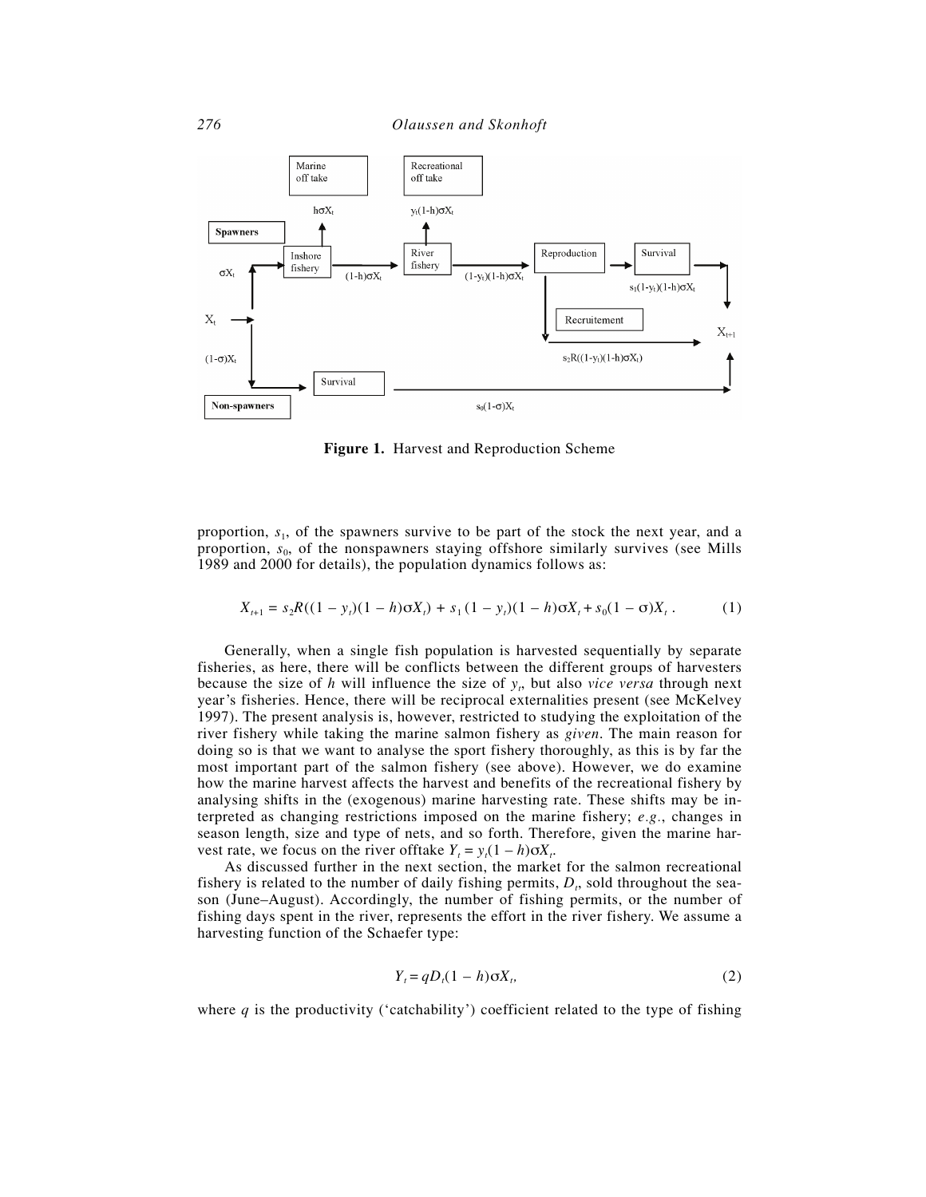**Figure 1.** Harvest and Reproduction Scheme

proportion, $s_1$, of the spawners survive to be part of the stock the next year, and a proportion, $s_0$, of the nonspawners staying offshore similarly survives (see Mills 1989 and 2000 for details), the population dynamics follows as:

$$X_{t+1} = s_2 R((1 - y_t)(1 - h)\sigma X_t) + s_1(1 - y_t)(1 - h)\sigma X_t + s_0(1 - \sigma)X_t \,. \tag{1}$$

Generally, when a single fish population is harvested sequentially by separate fisheries, as here, there will be conflicts between the different groups of harvesters because the size of $h$ will influence the size of $y_t$, but also *vice versa* through next year's fisheries. Hence, there will be reciprocal externalities present (see McKelvey 1997). The present analysis is, however, restricted to studying the exploitation of the river fishery while taking the marine salmon fishery as *given*. The main reason for doing so is that we want to analyse the sport fishery thoroughly, as this is by far the most important part of the salmon fishery (see above). However, we do examine how the marine harvest affects the harvest and benefits of the recreational fishery by analysing shifts in the (exogenous) marine harvesting rate. These shifts may be interpreted as changing restrictions imposed on the marine fishery; *e.g.*, changes in season length, size and type of nets, and so forth. Therefore, given the marine harvest rate, we focus on the river offtake $Y_t = y_t(1 - h)\sigma X_t$.

As discussed further in the next section, the market for the salmon recreational fishery is related to the number of daily fishing permits, $D_t$, sold throughout the season (June–August). Accordingly, the number of fishing permits, or the number of fishing days spent in the river, represents the effort in the river fishery. We assume a harvesting function of the Schaefer type:

$$Y_t = qD_t(1 - h)\sigma X_t, \tag{2}$$

where $q$ is the productivity ('catchability') coefficient related to the type of fishing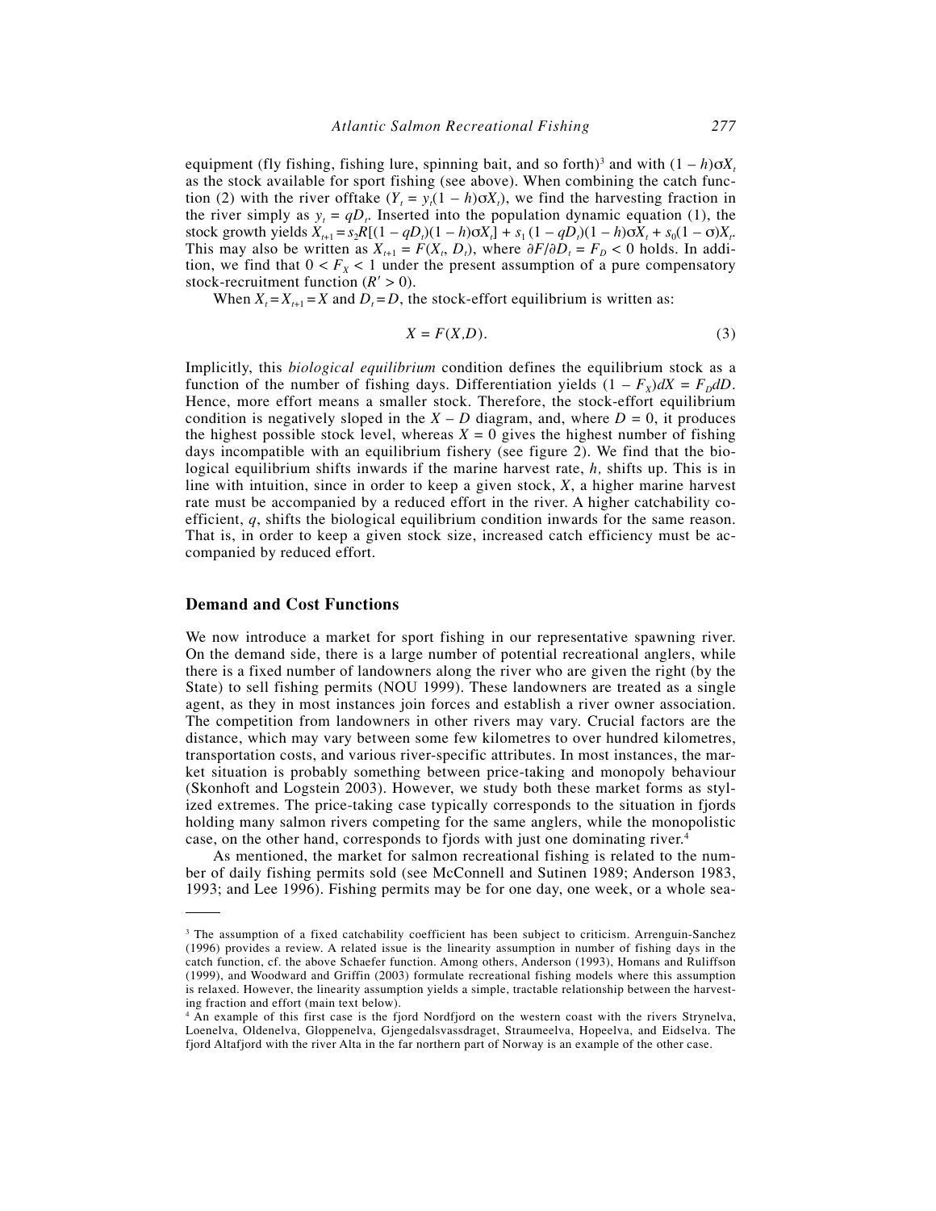equipment (fly fishing, fishing lure, spinning bait, and so forth)[3] and with $(1 - h)\sigma X_t$ as the stock available for sport fishing (see above). When combining the catch function (2) with the river offtake ($Y_t = y_t(1 - h)\sigma X_t$), we find the harvesting fraction in the river simply as $y_t = qD_t$. Inserted into the population dynamic equation (1), the stock growth yields $X_{t+1} = s_2R[(1 - qD_t)(1 - h)\sigma X_t] + s_1(1 - qD_t)(1 - h)\sigma X_t + s_0(1 - \sigma)X_t$. This may also be written as $X_{t+1} = F(X_t, D_t)$, where $\partial F/\partial D_t = F_D < 0$ holds. In addition, we find that $0 < F_X < 1$ under the present assumption of a pure compensatory stock-recruitment function ($R' > 0$).

When $X_t = X_{t+1} = X$ and $D_t = D$, the stock-effort equilibrium is written as:

$$X = F(X, D). \tag{3}$$

Implicitly, this *biological equilibrium* condition defines the equilibrium stock as a function of the number of fishing days. Differentiation yields $(1 - F_X)dX = F_D dD$. Hence, more effort means a smaller stock. Therefore, the stock-effort equilibrium condition is negatively sloped in the $X - D$ diagram, and, where $D = 0$, it produces the highest possible stock level, whereas $X = 0$ gives the highest number of fishing days incompatible with an equilibrium fishery (see figure 2). We find that the biological equilibrium shifts inwards if the marine harvest rate, $h$, shifts up. This is in line with intuition, since in order to keep a given stock, $X$, a higher marine harvest rate must be accompanied by a reduced effort in the river. A higher catchability coefficient, $q$, shifts the biological equilibrium condition inwards for the same reason. That is, in order to keep a given stock size, increased catch efficiency must be accompanied by reduced effort.

## Demand and Cost Functions

We now introduce a market for sport fishing in our representative spawning river. On the demand side, there is a large number of potential recreational anglers, while there is a fixed number of landowners along the river who are given the right (by the State) to sell fishing permits (NOU 1999). These landowners are treated as a single agent, as they in most instances join forces and establish a river owner association. The competition from landowners in other rivers may vary. Crucial factors are the distance, which may vary between some few kilometres to over hundred kilometres, transportation costs, and various river-specific attributes. In most instances, the market situation is probably something between price-taking and monopoly behaviour (Skonhoft and Logstein 2003). However, we study both these market forms as stylized extremes. The price-taking case typically corresponds to the situation in fjords holding many salmon rivers competing for the same anglers, while the monopolistic case, on the other hand, corresponds to fjords with just one dominating river.[4]

As mentioned, the market for salmon recreational fishing is related to the number of daily fishing permits sold (see McConnell and Sutinen 1989; Anderson 1983, 1993; and Lee 1996). Fishing permits may be for one day, one week, or a whole sea-

---

[3] The assumption of a fixed catchability coefficient has been subject to criticism. Arrenguin-Sanchez (1996) provides a review. A related issue is the linearity assumption in number of fishing days in the catch function, cf. the above Schaefer function. Among others, Anderson (1993), Homans and Ruliffson (1999), and Woodward and Griffin (2003) formulate recreational fishing models where this assumption is relaxed. However, the linearity assumption yields a simple, tractable relationship between the harvesting fraction and effort (main text below).

[4] An example of this first case is the fjord Nordfjord on the western coast with the rivers Strynelva, Loenelva, Oldenelva, Gloppenelva, Gjengedalsvassdraget, Straumeelva, Hopeelva, and Eidselva. The fjord Altafjord with the river Alta in the far northern part of Norway is an example of the other case.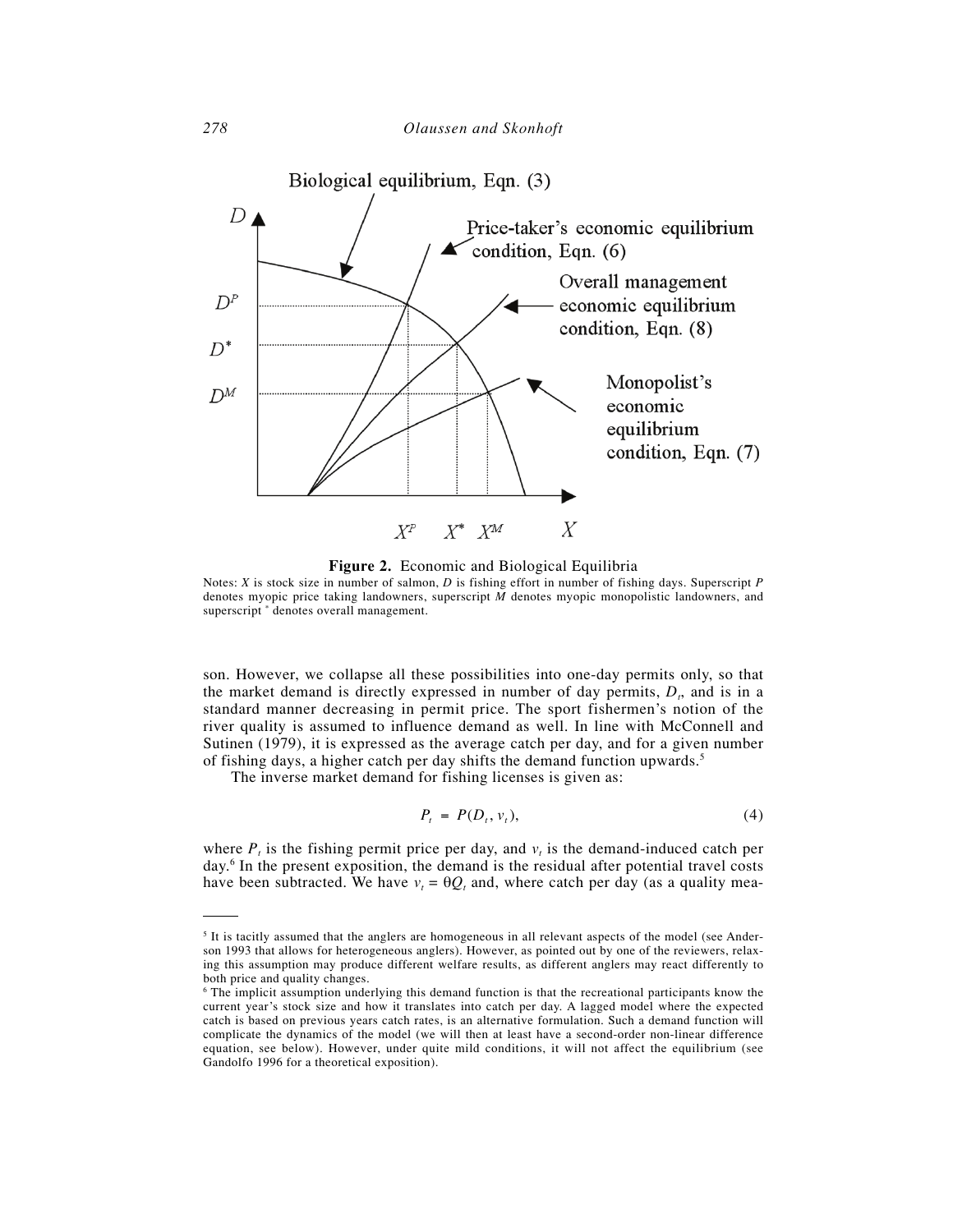**Figure 2.** Economic and Biological Equilibria

Notes: $X$ is stock size in number of salmon, $D$ is fishing effort in number of fishing days. Superscript $P$ denotes myopic price taking landowners, superscript $M$ denotes myopic monopolistic landowners, and superscript $^*$ denotes overall management.

son. However, we collapse all these possibilities into one-day permits only, so that the market demand is directly expressed in number of day permits, $D_t$, and is in a standard manner decreasing in permit price. The sport fishermen's notion of the river quality is assumed to influence demand as well. In line with McConnell and Sutinen (1979), it is expressed as the average catch per day, and for a given number of fishing days, a higher catch per day shifts the demand function upwards.[5]

The inverse market demand for fishing licenses is given as:

$$P_t = P(D_t, v_t), \tag{4}$$

where $P_t$ is the fishing permit price per day, and $v_t$ is the demand-induced catch per day.[6] In the present exposition, the demand is the residual after potential travel costs have been subtracted. We have $v_t = \theta Q_t$ and, where catch per day (as a quality mea-

---

[5] It is tacitly assumed that the anglers are homogeneous in all relevant aspects of the model (see Anderson 1993 that allows for heterogeneous anglers). However, as pointed out by one of the reviewers, relaxing this assumption may produce different welfare results, as different anglers may react differently to both price and quality changes.

[6] The implicit assumption underlying this demand function is that the recreational participants know the current year's stock size and how it translates into catch per day. A lagged model where the expected catch is based on previous years catch rates, is an alternative formulation. Such a demand function will complicate the dynamics of the model (we will then at least have a second-order non-linear difference equation, see below). However, under quite mild conditions, it will not affect the equilibrium (see Gandolfo 1996 for a theoretical exposition).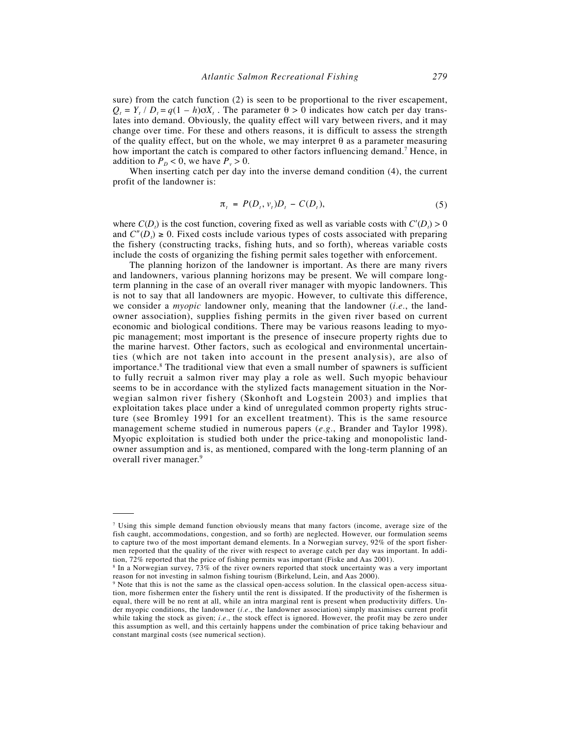sure) from the catch function (2) is seen to be proportional to the river escapement, $Q_t = Y_t / D_t = q(1 - h)\sigma X_t$. The parameter $\theta > 0$ indicates how catch per day translates into demand. Obviously, the quality effect will vary between rivers, and it may change over time. For these and others reasons, it is difficult to assess the strength of the quality effect, but on the whole, we may interpret $\theta$ as a parameter measuring how important the catch is compared to other factors influencing demand.[7] Hence, in addition to $P_D < 0$, we have $P_v > 0$.

When inserting catch per day into the inverse demand condition (4), the current profit of the landowner is:

$$\pi_t = P(D_t, v_t)D_t - C(D_t), \tag{5}$$

where $C(D_t)$ is the cost function, covering fixed as well as variable costs with $C'(D_t) > 0$ and $C''(D_t) \geq 0$. Fixed costs include various types of costs associated with preparing the fishery (constructing tracks, fishing huts, and so forth), whereas variable costs include the costs of organizing the fishing permit sales together with enforcement.

The planning horizon of the landowner is important. As there are many rivers and landowners, various planning horizons may be present. We will compare long-term planning in the case of an overall river manager with myopic landowners. This is not to say that all landowners are myopic. However, to cultivate this difference, we consider a *myopic* landowner only, meaning that the landowner (*i.e.*, the landowner association), supplies fishing permits in the given river based on current economic and biological conditions. There may be various reasons leading to myopic management; most important is the presence of insecure property rights due to the marine harvest. Other factors, such as ecological and environmental uncertainties (which are not taken into account in the present analysis), are also of importance.[8] The traditional view that even a small number of spawners is sufficient to fully recruit a salmon river may play a role as well. Such myopic behaviour seems to be in accordance with the stylized facts management situation in the Norwegian salmon river fishery (Skonhoft and Logstein 2003) and implies that exploitation takes place under a kind of unregulated common property rights structure (see Bromley 1991 for an excellent treatment). This is the same resource management scheme studied in numerous papers (*e.g.*, Brander and Taylor 1998). Myopic exploitation is studied both under the price-taking and monopolistic landowner assumption and is, as mentioned, compared with the long-term planning of an overall river manager.[9]

---

[7] Using this simple demand function obviously means that many factors (income, average size of the fish caught, accommodations, congestion, and so forth) are neglected. However, our formulation seems to capture two of the most important demand elements. In a Norwegian survey, 92% of the sport fishermen reported that the quality of the river with respect to average catch per day was important. In addition, 72% reported that the price of fishing permits was important (Fiske and Aas 2001).

[8] In a Norwegian survey, 73% of the river owners reported that stock uncertainty was a very important reason for not investing in salmon fishing tourism (Birkelund, Lein, and Aas 2000).

[9] Note that this is not the same as the classical open-access solution. In the classical open-access situation, more fishermen enter the fishery until the rent is dissipated. If the productivity of the fishermen is equal, there will be no rent at all, while an intra marginal rent is present when productivity differs. Under myopic conditions, the landowner (*i.e.*, the landowner association) simply maximises current profit while taking the stock as given; *i.e.*, the stock effect is ignored. However, the profit may be zero under this assumption as well, and this certainly happens under the combination of price taking behaviour and constant marginal costs (see numerical section).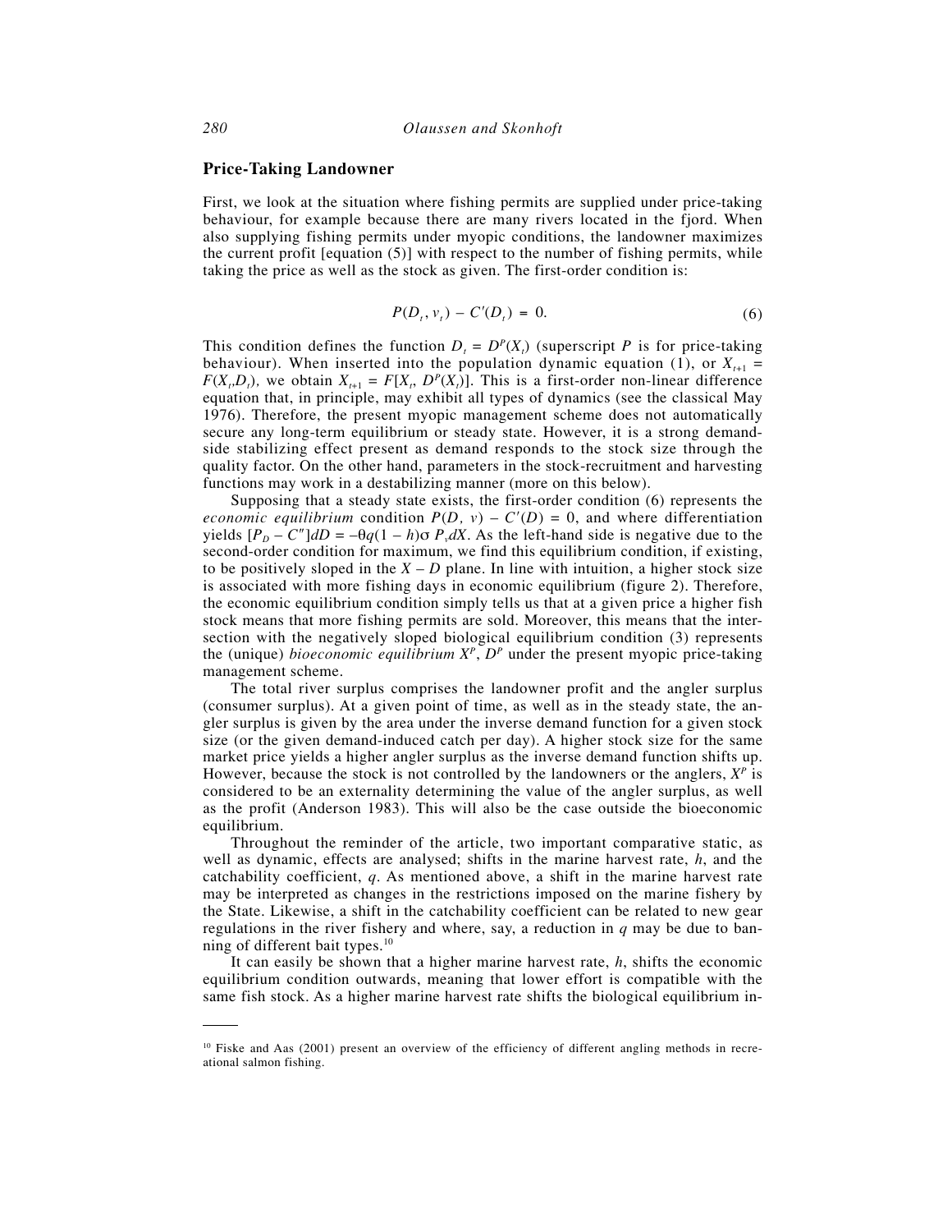## Price-Taking Landowner

First, we look at the situation where fishing permits are supplied under price-taking behaviour, for example because there are many rivers located in the fjord. When also supplying fishing permits under myopic conditions, the landowner maximizes the current profit [equation (5)] with respect to the number of fishing permits, while taking the price as well as the stock as given. The first-order condition is:

$$P(D_t, v_t) - C'(D_t) = 0. \tag{6}$$

This condition defines the function $D_t = D^P(X_t)$ (superscript $P$ is for price-taking behaviour). When inserted into the population dynamic equation (1), or $X_{t+1} = F(X_t, D_t)$, we obtain $X_{t+1} = F[X_t, D^P(X_t)]$. This is a first-order non-linear difference equation that, in principle, may exhibit all types of dynamics (see the classical May 1976). Therefore, the present myopic management scheme does not automatically secure any long-term equilibrium or steady state. However, it is a strong demand-side stabilizing effect present as demand responds to the stock size through the quality factor. On the other hand, parameters in the stock-recruitment and harvesting functions may work in a destabilizing manner (more on this below).

Supposing that a steady state exists, the first-order condition (6) represents the *economic equilibrium* condition $P(D, v) - C'(D) = 0$, and where differentiation yields $[P_D - C'']dD = -\theta q(1 - h)\sigma P_v dX$. As the left-hand side is negative due to the second-order condition for maximum, we find this equilibrium condition, if existing, to be positively sloped in the $X - D$ plane. In line with intuition, a higher stock size is associated with more fishing days in economic equilibrium (figure 2). Therefore, the economic equilibrium condition simply tells us that at a given price a higher fish stock means that more fishing permits are sold. Moreover, this means that the intersection with the negatively sloped biological equilibrium condition (3) represents the (unique) *bioeconomic equilibrium* $X^P$, $D^P$ under the present myopic price-taking management scheme.

The total river surplus comprises the landowner profit and the angler surplus (consumer surplus). At a given point of time, as well as in the steady state, the angler surplus is given by the area under the inverse demand function for a given stock size (or the given demand-induced catch per day). A higher stock size for the same market price yields a higher angler surplus as the inverse demand function shifts up. However, because the stock is not controlled by the landowners or the anglers, $X^P$ is considered to be an externality determining the value of the angler surplus, as well as the profit (Anderson 1983). This will also be the case outside the bioeconomic equilibrium.

Throughout the reminder of the article, two important comparative static, as well as dynamic, effects are analysed; shifts in the marine harvest rate, $h$, and the catchability coefficient, $q$. As mentioned above, a shift in the marine harvest rate may be interpreted as changes in the restrictions imposed on the marine fishery by the State. Likewise, a shift in the catchability coefficient can be related to new gear regulations in the river fishery and where, say, a reduction in $q$ may be due to banning of different bait types.[10]

It can easily be shown that a higher marine harvest rate, $h$, shifts the economic equilibrium condition outwards, meaning that lower effort is compatible with the same fish stock. As a higher marine harvest rate shifts the biological equilibrium in-

[10] Fiske and Aas (2001) present an overview of the efficiency of different angling methods in recreational salmon fishing.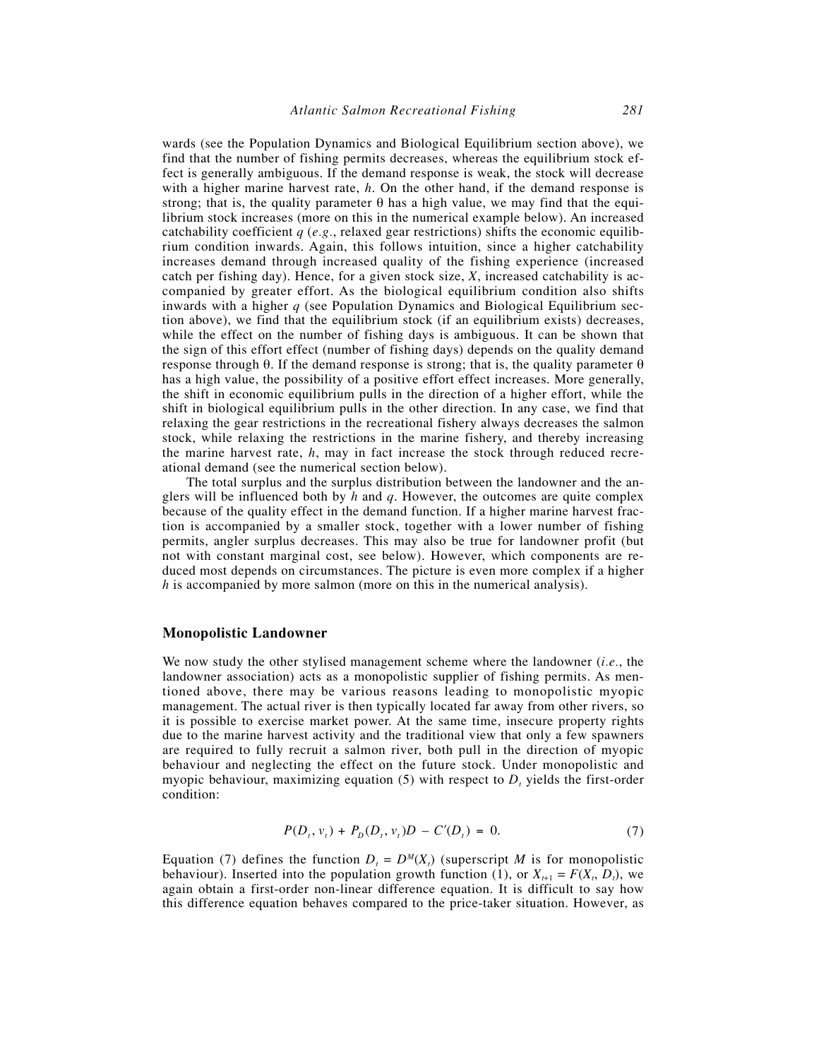wards (see the Population Dynamics and Biological Equilibrium section above), we find that the number of fishing permits decreases, whereas the equilibrium stock effect is generally ambiguous. If the demand response is weak, the stock will decrease with a higher marine harvest rate, $h$. On the other hand, if the demand response is strong; that is, the quality parameter $\theta$ has a high value, we may find that the equilibrium stock increases (more on this in the numerical example below). An increased catchability coefficient $q$ (*e.g.*, relaxed gear restrictions) shifts the economic equilibrium condition inwards. Again, this follows intuition, since a higher catchability increases demand through increased quality of the fishing experience (increased catch per fishing day). Hence, for a given stock size, $X$, increased catchability is accompanied by greater effort. As the biological equilibrium condition also shifts inwards with a higher $q$ (see Population Dynamics and Biological Equilibrium section above), we find that the equilibrium stock (if an equilibrium exists) decreases, while the effect on the number of fishing days is ambiguous. It can be shown that the sign of this effort effect (number of fishing days) depends on the quality demand response through $\theta$. If the demand response is strong; that is, the quality parameter $\theta$ has a high value, the possibility of a positive effort effect increases. More generally, the shift in economic equilibrium pulls in the direction of a higher effort, while the shift in biological equilibrium pulls in the other direction. In any case, we find that relaxing the gear restrictions in the recreational fishery always decreases the salmon stock, while relaxing the restrictions in the marine fishery, and thereby increasing the marine harvest rate, $h$, may in fact increase the stock through reduced recreational demand (see the numerical section below).

The total surplus and the surplus distribution between the landowner and the anglers will be influenced both by $h$ and $q$. However, the outcomes are quite complex because of the quality effect in the demand function. If a higher marine harvest fraction is accompanied by a smaller stock, together with a lower number of fishing permits, angler surplus decreases. This may also be true for landowner profit (but not with constant marginal cost, see below). However, which components are reduced most depends on circumstances. The picture is even more complex if a higher $h$ is accompanied by more salmon (more on this in the numerical analysis).

## Monopolistic Landowner

We now study the other stylised management scheme where the landowner (*i.e.*, the landowner association) acts as a monopolistic supplier of fishing permits. As mentioned above, there may be various reasons leading to monopolistic myopic management. The actual river is then typically located far away from other rivers, so it is possible to exercise market power. At the same time, insecure property rights due to the marine harvest activity and the traditional view that only a few spawners are required to fully recruit a salmon river, both pull in the direction of myopic behaviour and neglecting the effect on the future stock. Under monopolistic and myopic behaviour, maximizing equation (5) with respect to $D_t$ yields the first-order condition:

$$P(D_t, v_t) + P_D(D_t, v_t)D - C'(D_t) = 0. \quad (7)$$

Equation (7) defines the function $D_t = D^M(X_t)$ (superscript $M$ is for monopolistic behaviour). Inserted into the population growth function (1), or $X_{t+1} = F(X_t, D_t)$, we again obtain a first-order non-linear difference equation. It is difficult to say how this difference equation behaves compared to the price-taker situation. However, as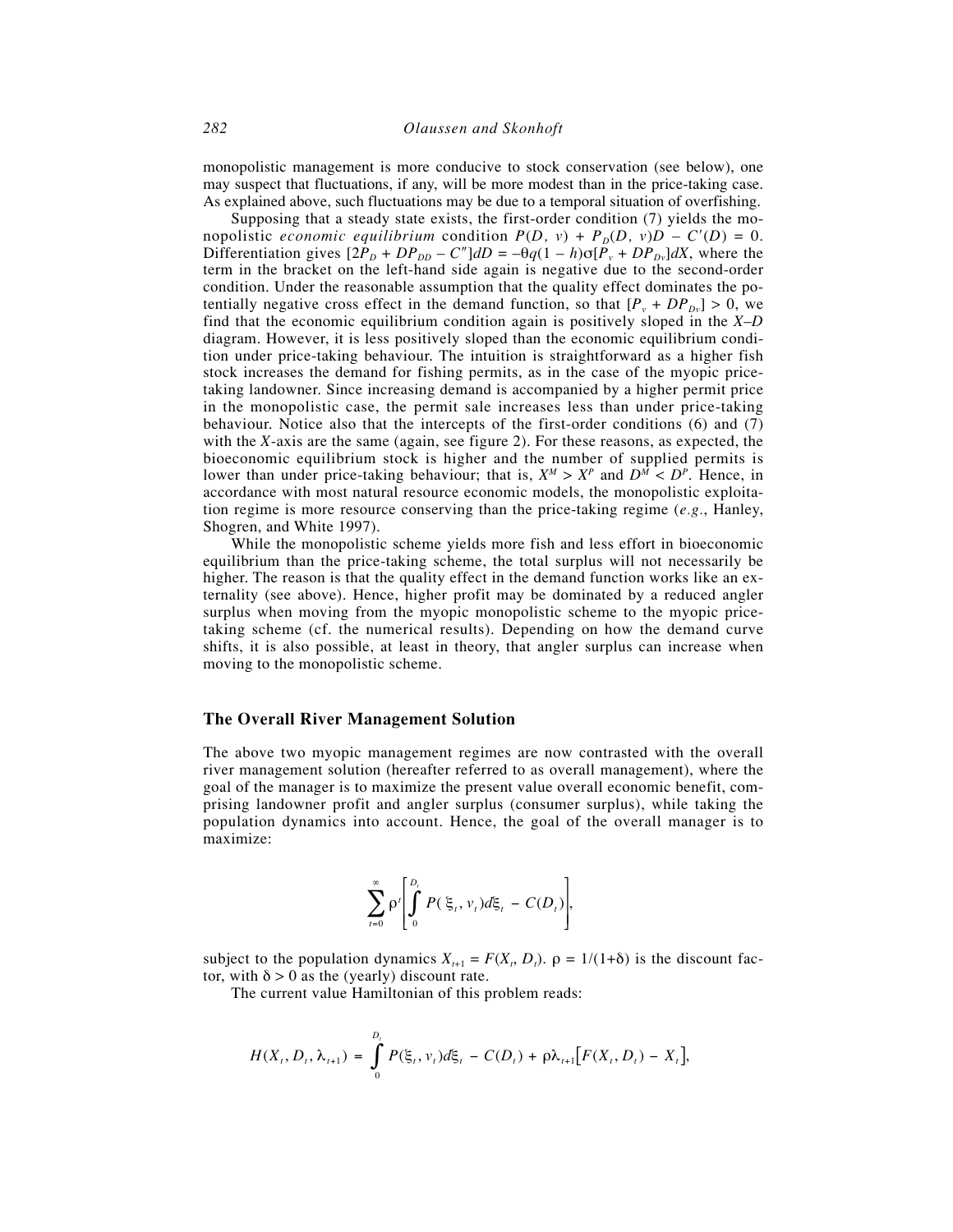monopolistic management is more conducive to stock conservation (see below), one may suspect that fluctuations, if any, will be more modest than in the price-taking case. As explained above, such fluctuations may be due to a temporal situation of overfishing.

Supposing that a steady state exists, the first-order condition (7) yields the monopolistic *economic equilibrium* condition $P(D, v) + P_D(D, v)D - C'(D) = 0$. Differentiation gives $[2P_D + DP_{DD} - C'']dD = -\theta q(1-h)\sigma[P_v + DP_{Dv}]dX$, where the term in the bracket on the left-hand side again is negative due to the second-order condition. Under the reasonable assumption that the quality effect dominates the potentially negative cross effect in the demand function, so that $[P_v + DP_{Dv}] > 0$, we find that the economic equilibrium condition again is positively sloped in the $X$–$D$ diagram. However, it is less positively sloped than the economic equilibrium condition under price-taking behaviour. The intuition is straightforward as a higher fish stock increases the demand for fishing permits, as in the case of the myopic price-taking landowner. Since increasing demand is accompanied by a higher permit price in the monopolistic case, the permit sale increases less than under price-taking behaviour. Notice also that the intercepts of the first-order conditions (6) and (7) with the $X$-axis are the same (again, see figure 2). For these reasons, as expected, the bioeconomic equilibrium stock is higher and the number of supplied permits is lower than under price-taking behaviour; that is, $X^M > X^P$ and $D^M < D^P$. Hence, in accordance with most natural resource economic models, the monopolistic exploitation regime is more resource conserving than the price-taking regime (*e.g.*, Hanley, Shogren, and White 1997).

While the monopolistic scheme yields more fish and less effort in bioeconomic equilibrium than the price-taking scheme, the total surplus will not necessarily be higher. The reason is that the quality effect in the demand function works like an externality (see above). Hence, higher profit may be dominated by a reduced angler surplus when moving from the myopic monopolistic scheme to the myopic price-taking scheme (cf. the numerical results). Depending on how the demand curve shifts, it is also possible, at least in theory, that angler surplus can increase when moving to the monopolistic scheme.

## The Overall River Management Solution

The above two myopic management regimes are now contrasted with the overall river management solution (hereafter referred to as overall management), where the goal of the manager is to maximize the present value overall economic benefit, comprising landowner profit and angler surplus (consumer surplus), while taking the population dynamics into account. Hence, the goal of the overall manager is to maximize:

$$\sum_{t=0}^{\infty} \rho^t \left[ \int_0^{D_t} P(\xi_t, v_t)d\xi_t - C(D_t) \right],$$

subject to the population dynamics $X_{t+1} = F(X_t, D_t)$. $\rho = 1/(1+\delta)$ is the discount factor, with $\delta > 0$ as the (yearly) discount rate.

The current value Hamiltonian of this problem reads:

$$H(X_t, D_t, \lambda_{t+1}) = \int_0^{D_t} P(\xi_t, v_t)d\xi_t - C(D_t) + \rho\lambda_{t+1}\left[F(X_t, D_t) - X_t\right],$$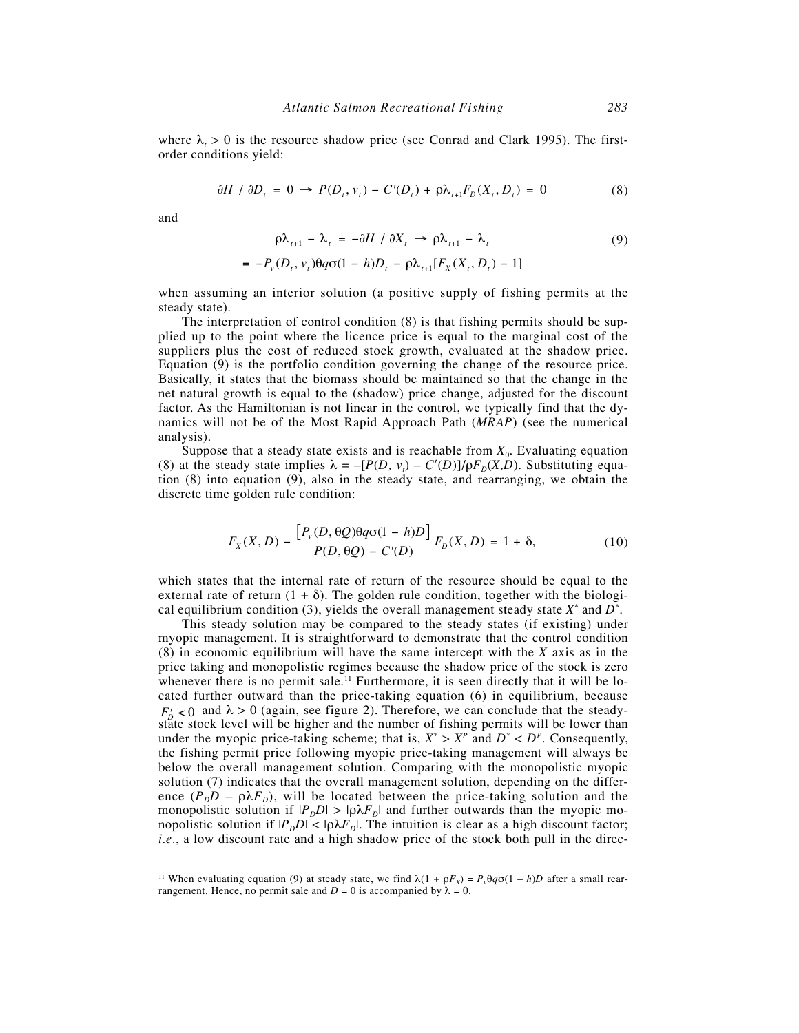where $\lambda_t > 0$ is the resource shadow price (see Conrad and Clark 1995). The first-order conditions yield:

$$\partial H / \partial D_t = 0 \rightarrow P(D_t, v_t) - C'(D_t) + \rho\lambda_{t+1} F_D(X_t, D_t) = 0 \tag{8}$$

and

$$\rho\lambda_{t+1} - \lambda_t = -\partial H / \partial X_t \rightarrow \rho\lambda_{t+1} - \lambda_t \tag{9}$$

$$= -P_v(D_t, v_t)\theta q\sigma(1-h)D_t - \rho\lambda_{t+1}[F_X(X_t, D_t) - 1]$$

when assuming an interior solution (a positive supply of fishing permits at the steady state).

The interpretation of control condition (8) is that fishing permits should be supplied up to the point where the licence price is equal to the marginal cost of the suppliers plus the cost of reduced stock growth, evaluated at the shadow price. Equation (9) is the portfolio condition governing the change of the resource price. Basically, it states that the biomass should be maintained so that the change in the net natural growth is equal to the (shadow) price change, adjusted for the discount factor. As the Hamiltonian is not linear in the control, we typically find that the dynamics will not be of the Most Rapid Approach Path (*MRAP*) (see the numerical analysis).

Suppose that a steady state exists and is reachable from $X_0$. Evaluating equation (8) at the steady state implies $\lambda = -[P(D, v_t) - C'(D)]/\rho F_D(X,D)$. Substituting equation (8) into equation (9), also in the steady state, and rearranging, we obtain the discrete time golden rule condition:

$$F_X(X, D) - \frac{\left[P_v(D, \theta Q)\theta q\sigma(1-h)D\right]}{P(D, \theta Q) - C'(D)} F_D(X, D) = 1 + \delta, \tag{10}$$

which states that the internal rate of return of the resource should be equal to the external rate of return $(1 + \delta)$. The golden rule condition, together with the biological equilibrium condition (3), yields the overall management steady state $X^*$ and $D^*$.

This steady solution may be compared to the steady states (if existing) under myopic management. It is straightforward to demonstrate that the control condition (8) in economic equilibrium will have the same intercept with the $X$ axis as in the price taking and monopolistic regimes because the shadow price of the stock is zero whenever there is no permit sale.[11] Furthermore, it is seen directly that it will be located further outward than the price-taking equation (6) in equilibrium, because $F_D' < 0$ and $\lambda > 0$ (again, see figure 2). Therefore, we can conclude that the steady-state stock level will be higher and the number of fishing permits will be lower than under the myopic price-taking scheme; that is, $X^* > X^p$ and $D^* < D^p$. Consequently, the fishing permit price following myopic price-taking management will always be below the overall management solution. Comparing with the monopolistic myopic solution (7) indicates that the overall management solution, depending on the difference $(P_D D - \rho\lambda F_D)$, will be located between the price-taking solution and the monopolistic solution if $|P_D D| > |\rho\lambda F_D|$ and further outwards than the myopic monopolistic solution if $|P_D D| < |\rho\lambda F_D|$. The intuition is clear as a high discount factor; *i.e.*, a low discount rate and a high shadow price of the stock both pull in the direc-

[11] When evaluating equation (9) at steady state, we find $\lambda(1 + \rho F_X) = P_v\theta q\sigma(1-h)D$ after a small rearrangement. Hence, no permit sale and $D = 0$ is accompanied by $\lambda = 0$.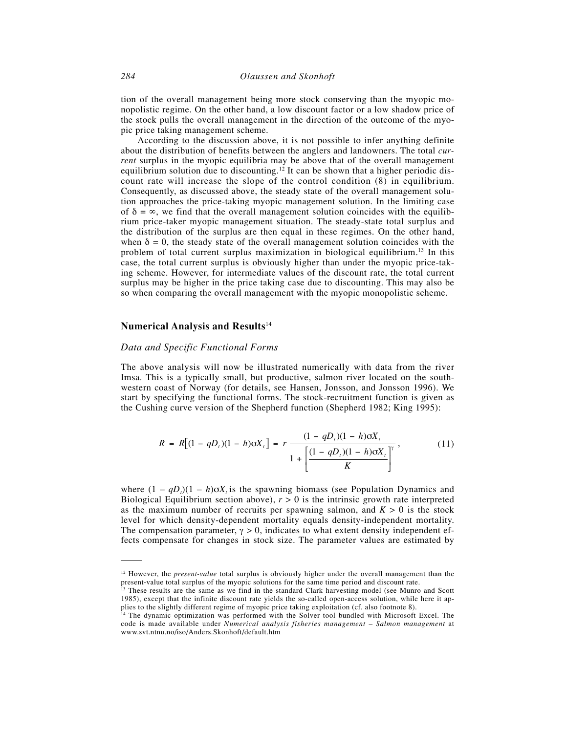tion of the overall management being more stock conserving than the myopic monopolistic regime. On the other hand, a low discount factor or a low shadow price of the stock pulls the overall management in the direction of the outcome of the myopic price taking management scheme.

According to the discussion above, it is not possible to infer anything definite about the distribution of benefits between the anglers and landowners. The total *current* surplus in the myopic equilibria may be above that of the overall management equilibrium solution due to discounting.[12] It can be shown that a higher periodic discount rate will increase the slope of the control condition (8) in equilibrium. Consequently, as discussed above, the steady state of the overall management solution approaches the price-taking myopic management solution. In the limiting case of $\delta = \infty$, we find that the overall management solution coincides with the equilibrium price-taker myopic management situation. The steady-state total surplus and the distribution of the surplus are then equal in these regimes. On the other hand, when $\delta = 0$, the steady state of the overall management solution coincides with the problem of total current surplus maximization in biological equilibrium.[13] In this case, the total current surplus is obviously higher than under the myopic price-taking scheme. However, for intermediate values of the discount rate, the total current surplus may be higher in the price taking case due to discounting. This may also be so when comparing the overall management with the myopic monopolistic scheme.

## Numerical Analysis and Results[14]

### *Data and Specific Functional Forms*

The above analysis will now be illustrated numerically with data from the river Imsa. This is a typically small, but productive, salmon river located on the southwestern coast of Norway (for details, see Hansen, Jonsson, and Jonsson 1996). We start by specifying the functional forms. The stock-recruitment function is given as the Cushing curve version of the Shepherd function (Shepherd 1982; King 1995):

$$R = R\left[(1 - qD_t)(1 - h)\sigma X_t\right] = r\,\frac{(1 - qD_t)(1 - h)\sigma X_t}{1 + \left[\dfrac{(1 - qD_t)(1 - h)\sigma X_t}{K}\right]^{\gamma}}, \tag{11}$$

where $(1 - qD_t)(1 - h)\sigma X_t$ is the spawning biomass (see Population Dynamics and Biological Equilibrium section above), $r > 0$ is the intrinsic growth rate interpreted as the maximum number of recruits per spawning salmon, and $K > 0$ is the stock level for which density-dependent mortality equals density-independent mortality. The compensation parameter, $\gamma > 0$, indicates to what extent density independent effects compensate for changes in stock size. The parameter values are estimated by

---

[12] However, the *present-value* total surplus is obviously higher under the overall management than the present-value total surplus of the myopic solutions for the same time period and discount rate.

[13] These results are the same as we find in the standard Clark harvesting model (see Munro and Scott 1985), except that the infinite discount rate yields the so-called open-access solution, while here it applies to the slightly different regime of myopic price taking exploitation (cf. also footnote 8).

[14] The dynamic optimization was performed with the Solver tool bundled with Microsoft Excel. The code is made available under *Numerical analysis fisheries management – Salmon management* at www.svt.ntnu.no/iso/Anders.Skonhoft/default.htm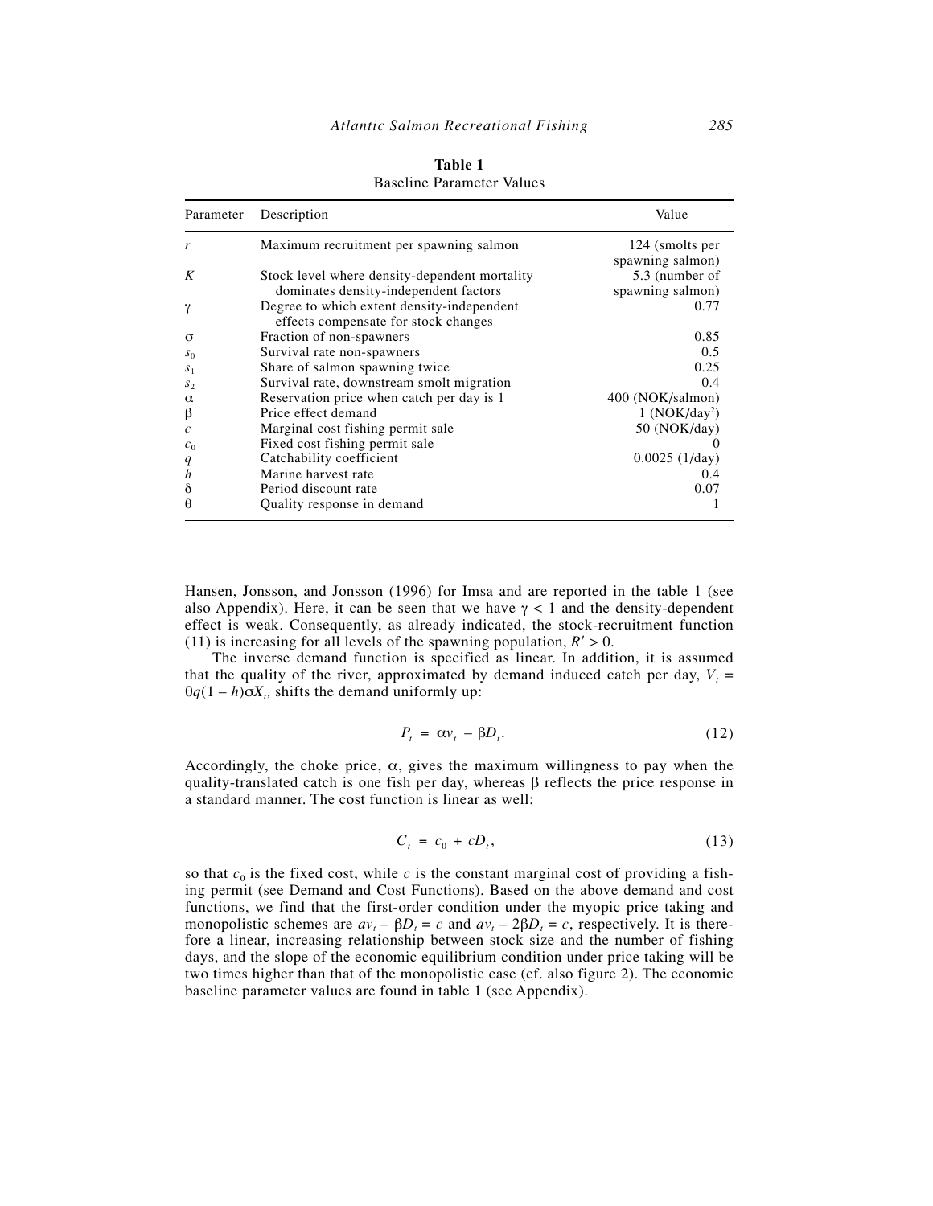**Table 1**
Baseline Parameter Values

| Parameter | Description | Value |
|---|---|---|
| $r$ | Maximum recruitment per spawning salmon | 124 (smolts per spawning salmon) |
| $K$ | Stock level where density-dependent mortality dominates density-independent factors | 5.3 (number of spawning salmon) |
| $\gamma$ | Degree to which extent density-independent effects compensate for stock changes | 0.77 |
| $\sigma$ | Fraction of non-spawners | 0.85 |
| $s_0$ | Survival rate non-spawners | 0.5 |
| $s_1$ | Share of salmon spawning twice | 0.25 |
| $s_2$ | Survival rate, downstream smolt migration | 0.4 |
| $\alpha$ | Reservation price when catch per day is 1 | 400 (NOK/salmon) |
| $\beta$ | Price effect demand | 1 (NOK/day$^2$) |
| $c$ | Marginal cost fishing permit sale | 50 (NOK/day) |
| $c_0$ | Fixed cost fishing permit sale | 0 |
| $q$ | Catchability coefficient | 0.0025 (1/day) |
| $h$ | Marine harvest rate | 0.4 |
| $\delta$ | Period discount rate | 0.07 |
| $\theta$ | Quality response in demand | 1 |

Hansen, Jonsson, and Jonsson (1996) for Imsa and are reported in the table 1 (see also Appendix). Here, it can be seen that we have $\gamma < 1$ and the density-dependent effect is weak. Consequently, as already indicated, the stock-recruitment function (11) is increasing for all levels of the spawning population, $R' > 0$.

The inverse demand function is specified as linear. In addition, it is assumed that the quality of the river, approximated by demand induced catch per day, $V_t = \theta q(1 - h)\sigma X_t$, shifts the demand uniformly up:

$$P_t = \alpha v_t - \beta D_t. \tag{12}$$

Accordingly, the choke price, $\alpha$, gives the maximum willingness to pay when the quality-translated catch is one fish per day, whereas $\beta$ reflects the price response in a standard manner. The cost function is linear as well:

$$C_t = c_0 + cD_t, \tag{13}$$

so that $c_0$ is the fixed cost, while $c$ is the constant marginal cost of providing a fishing permit (see Demand and Cost Functions). Based on the above demand and cost functions, we find that the first-order condition under the myopic price taking and monopolistic schemes are $av_t - \beta D_t = c$ and $av_t - 2\beta D_t = c$, respectively. It is therefore a linear, increasing relationship between stock size and the number of fishing days, and the slope of the economic equilibrium condition under price taking will be two times higher than that of the monopolistic case (cf. also figure 2). The economic baseline parameter values are found in table 1 (see Appendix).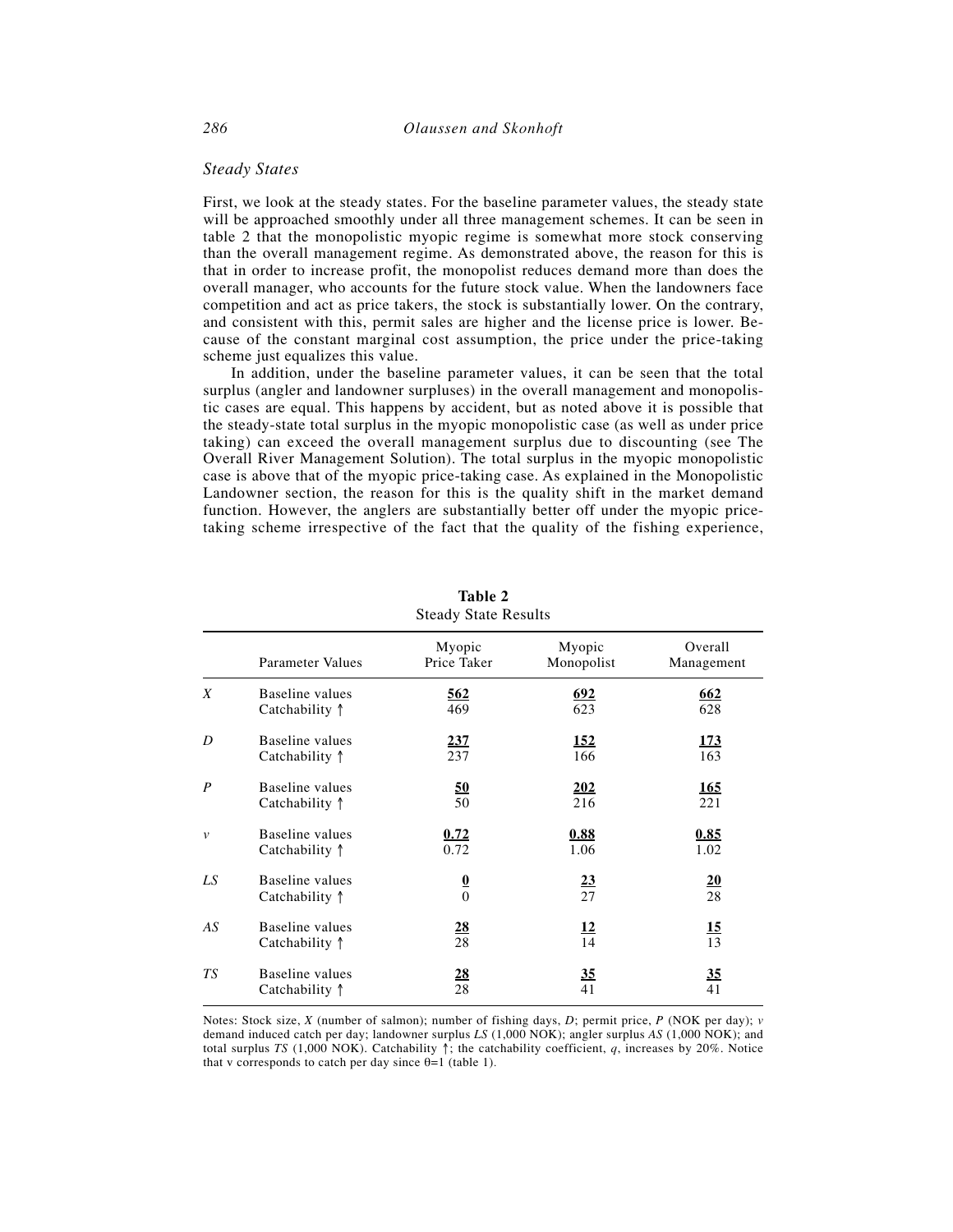### Steady States

First, we look at the steady states. For the baseline parameter values, the steady state will be approached smoothly under all three management schemes. It can be seen in table 2 that the monopolistic myopic regime is somewhat more stock conserving than the overall management regime. As demonstrated above, the reason for this is that in order to increase profit, the monopolist reduces demand more than does the overall manager, who accounts for the future stock value. When the landowners face competition and act as price takers, the stock is substantially lower. On the contrary, and consistent with this, permit sales are higher and the license price is lower. Because of the constant marginal cost assumption, the price under the price-taking scheme just equalizes this value.

In addition, under the baseline parameter values, it can be seen that the total surplus (angler and landowner surpluses) in the overall management and monopolistic cases are equal. This happens by accident, but as noted above it is possible that the steady-state total surplus in the myopic monopolistic case (as well as under price taking) can exceed the overall management surplus due to discounting (see The Overall River Management Solution). The total surplus in the myopic monopolistic case is above that of the myopic price-taking case. As explained in the Monopolistic Landowner section, the reason for this is the quality shift in the market demand function. However, the anglers are substantially better off under the myopic price-taking scheme irrespective of the fact that the quality of the fishing experience,

**Table 2**
Steady State Results

| | Parameter Values | Myopic Price Taker | Myopic Monopolist | Overall Management |
|---|---|---|---|---|
| $X$ | Baseline values | <u>562</u> | <u>692</u> | <u>662</u> |
| | Catchability ↑ | 469 | 623 | 628 |
| $D$ | Baseline values | <u>237</u> | <u>152</u> | <u>173</u> |
| | Catchability ↑ | 237 | 166 | 163 |
| $P$ | Baseline values | <u>50</u> | <u>202</u> | <u>165</u> |
| | Catchability ↑ | 50 | 216 | 221 |
| $v$ | Baseline values | <u>0.72</u> | <u>0.88</u> | <u>0.85</u> |
| | Catchability ↑ | 0.72 | 1.06 | 1.02 |
| $LS$ | Baseline values | <u>0</u> | <u>23</u> | <u>20</u> |
| | Catchability ↑ | 0 | 27 | 28 |
| $AS$ | Baseline values | <u>28</u> | <u>12</u> | <u>15</u> |
| | Catchability ↑ | 28 | 14 | 13 |
| $TS$ | Baseline values | <u>28</u> | <u>35</u> | <u>35</u> |
| | Catchability ↑ | 28 | 41 | 41 |

Notes: Stock size, $X$ (number of salmon); number of fishing days, $D$; permit price, $P$ (NOK per day); $v$ demand induced catch per day; landowner surplus $LS$ (1,000 NOK); angler surplus $AS$ (1,000 NOK); and total surplus $TS$ (1,000 NOK). Catchability ↑; the catchability coefficient, $q$, increases by 20%. Notice that v corresponds to catch per day since $\theta=1$ (table 1).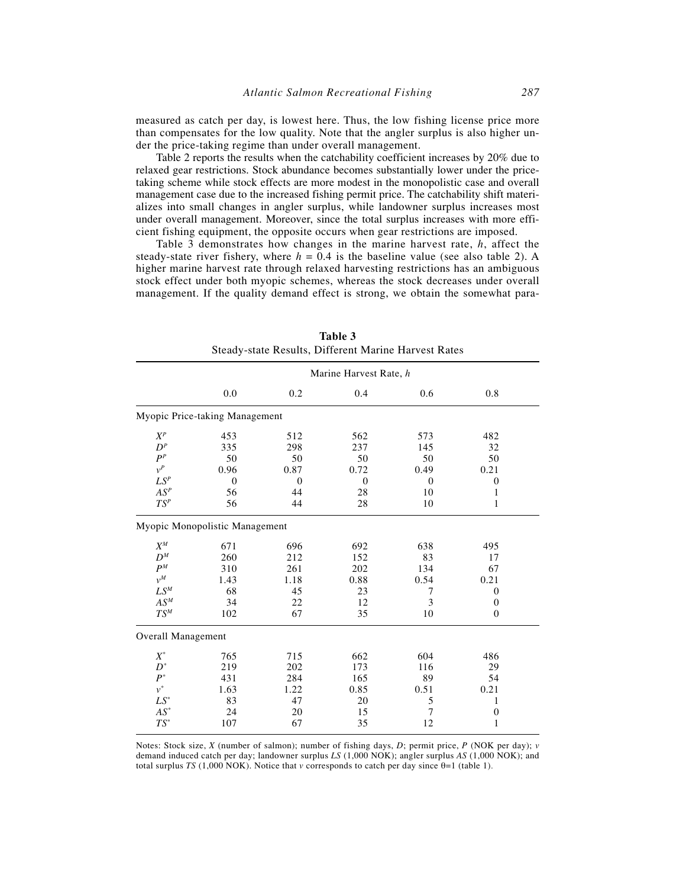measured as catch per day, is lowest here. Thus, the low fishing license price more than compensates for the low quality. Note that the angler surplus is also higher under the price-taking regime than under overall management.

Table 2 reports the results when the catchability coefficient increases by 20% due to relaxed gear restrictions. Stock abundance becomes substantially lower under the price-taking scheme while stock effects are more modest in the monopolistic case and overall management case due to the increased fishing permit price. The catchability shift materializes into small changes in angler surplus, while landowner surplus increases most under overall management. Moreover, since the total surplus increases with more efficient fishing equipment, the opposite occurs when gear restrictions are imposed.

Table 3 demonstrates how changes in the marine harvest rate, $h$, affect the steady-state river fishery, where $h = 0.4$ is the baseline value (see also table 2). A higher marine harvest rate through relaxed harvesting restrictions has an ambiguous stock effect under both myopic schemes, whereas the stock decreases under overall management. If the quality demand effect is strong, we obtain the somewhat para-

**Table 3**
Steady-state Results, Different Marine Harvest Rates

| | Marine Harvest Rate, $h$ | | | | |
|---|---|---|---|---|---|
| | 0.0 | 0.2 | 0.4 | 0.6 | 0.8 |
| **Myopic Price-taking Management** | | | | | |
| $X^P$ | 453 | 512 | 562 | 573 | 482 |
| $D^P$ | 335 | 298 | 237 | 145 | 32 |
| $P^P$ | 50 | 50 | 50 | 50 | 50 |
| $v^P$ | 0.96 | 0.87 | 0.72 | 0.49 | 0.21 |
| $LS^P$ | 0 | 0 | 0 | 0 | 0 |
| $AS^P$ | 56 | 44 | 28 | 10 | 1 |
| $TS^P$ | 56 | 44 | 28 | 10 | 1 |
| **Myopic Monopolistic Management** | | | | | |
| $X^M$ | 671 | 696 | 692 | 638 | 495 |
| $D^M$ | 260 | 212 | 152 | 83 | 17 |
| $P^M$ | 310 | 261 | 202 | 134 | 67 |
| $v^M$ | 1.43 | 1.18 | 0.88 | 0.54 | 0.21 |
| $LS^M$ | 68 | 45 | 23 | 7 | 0 |
| $AS^M$ | 34 | 22 | 12 | 3 | 0 |
| $TS^M$ | 102 | 67 | 35 | 10 | 0 |
| **Overall Management** | | | | | |
| $X^*$ | 765 | 715 | 662 | 604 | 486 |
| $D^*$ | 219 | 202 | 173 | 116 | 29 |
| $P^*$ | 431 | 284 | 165 | 89 | 54 |
| $v^*$ | 1.63 | 1.22 | 0.85 | 0.51 | 0.21 |
| $LS^*$ | 83 | 47 | 20 | 5 | 1 |
| $AS^*$ | 24 | 20 | 15 | 7 | 0 |
| $TS^*$ | 107 | 67 | 35 | 12 | 1 |

Notes: Stock size, $X$ (number of salmon); number of fishing days, $D$; permit price, $P$ (NOK per day); $v$ demand induced catch per day; landowner surplus $LS$ (1,000 NOK); angler surplus $AS$ (1,000 NOK); and total surplus $TS$ (1,000 NOK). Notice that $v$ corresponds to catch per day since $\theta$=1 (table 1).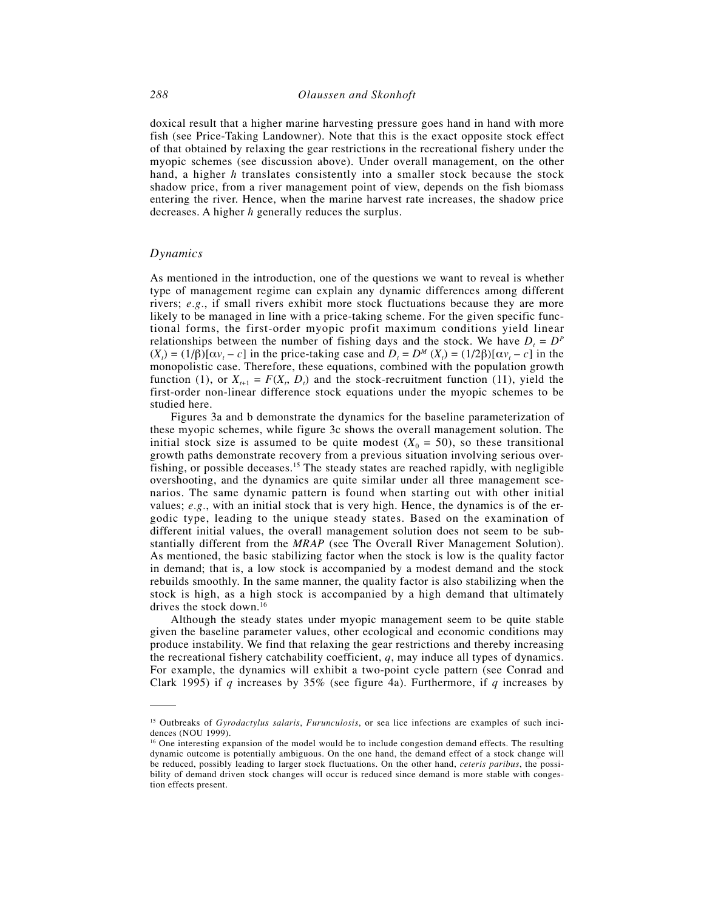doxical result that a higher marine harvesting pressure goes hand in hand with more fish (see Price-Taking Landowner). Note that this is the exact opposite stock effect of that obtained by relaxing the gear restrictions in the recreational fishery under the myopic schemes (see discussion above). Under overall management, on the other hand, a higher $h$ translates consistently into a smaller stock because the stock shadow price, from a river management point of view, depends on the fish biomass entering the river. Hence, when the marine harvest rate increases, the shadow price decreases. A higher $h$ generally reduces the surplus.

### *Dynamics*

As mentioned in the introduction, one of the questions we want to reveal is whether type of management regime can explain any dynamic differences among different rivers; *e.g.*, if small rivers exhibit more stock fluctuations because they are more likely to be managed in line with a price-taking scheme. For the given specific functional forms, the first-order myopic profit maximum conditions yield linear relationships between the number of fishing days and the stock. We have $D_t = D^P(X_t) = (1/\beta)[\alpha v_t - c]$ in the price-taking case and $D_t = D^M(X_t) = (1/2\beta)[\alpha v_t - c]$ in the monopolistic case. Therefore, these equations, combined with the population growth function (1), or $X_{t+1} = F(X_t, D_t)$ and the stock-recruitment function (11), yield the first-order non-linear difference stock equations under the myopic schemes to be studied here.

Figures 3a and b demonstrate the dynamics for the baseline parameterization of these myopic schemes, while figure 3c shows the overall management solution. The initial stock size is assumed to be quite modest ($X_0 = 50$), so these transitional growth paths demonstrate recovery from a previous situation involving serious overfishing, or possible deceases.[15] The steady states are reached rapidly, with negligible overshooting, and the dynamics are quite similar under all three management scenarios. The same dynamic pattern is found when starting out with other initial values; *e.g.*, with an initial stock that is very high. Hence, the dynamics is of the ergodic type, leading to the unique steady states. Based on the examination of different initial values, the overall management solution does not seem to be substantially different from the *MRAP* (see The Overall River Management Solution). As mentioned, the basic stabilizing factor when the stock is low is the quality factor in demand; that is, a low stock is accompanied by a modest demand and the stock rebuilds smoothly. In the same manner, the quality factor is also stabilizing when the stock is high, as a high stock is accompanied by a high demand that ultimately drives the stock down.[16]

Although the steady states under myopic management seem to be quite stable given the baseline parameter values, other ecological and economic conditions may produce instability. We find that relaxing the gear restrictions and thereby increasing the recreational fishery catchability coefficient, $q$, may induce all types of dynamics. For example, the dynamics will exhibit a two-point cycle pattern (see Conrad and Clark 1995) if $q$ increases by 35% (see figure 4a). Furthermore, if $q$ increases by

---

[15] Outbreaks of *Gyrodactylus salaris*, *Furunculosis*, or sea lice infections are examples of such incidences (NOU 1999).

[16] One interesting expansion of the model would be to include congestion demand effects. The resulting dynamic outcome is potentially ambiguous. On the one hand, the demand effect of a stock change will be reduced, possibly leading to larger stock fluctuations. On the other hand, *ceteris paribus*, the possibility of demand driven stock changes will occur is reduced since demand is more stable with congestion effects present.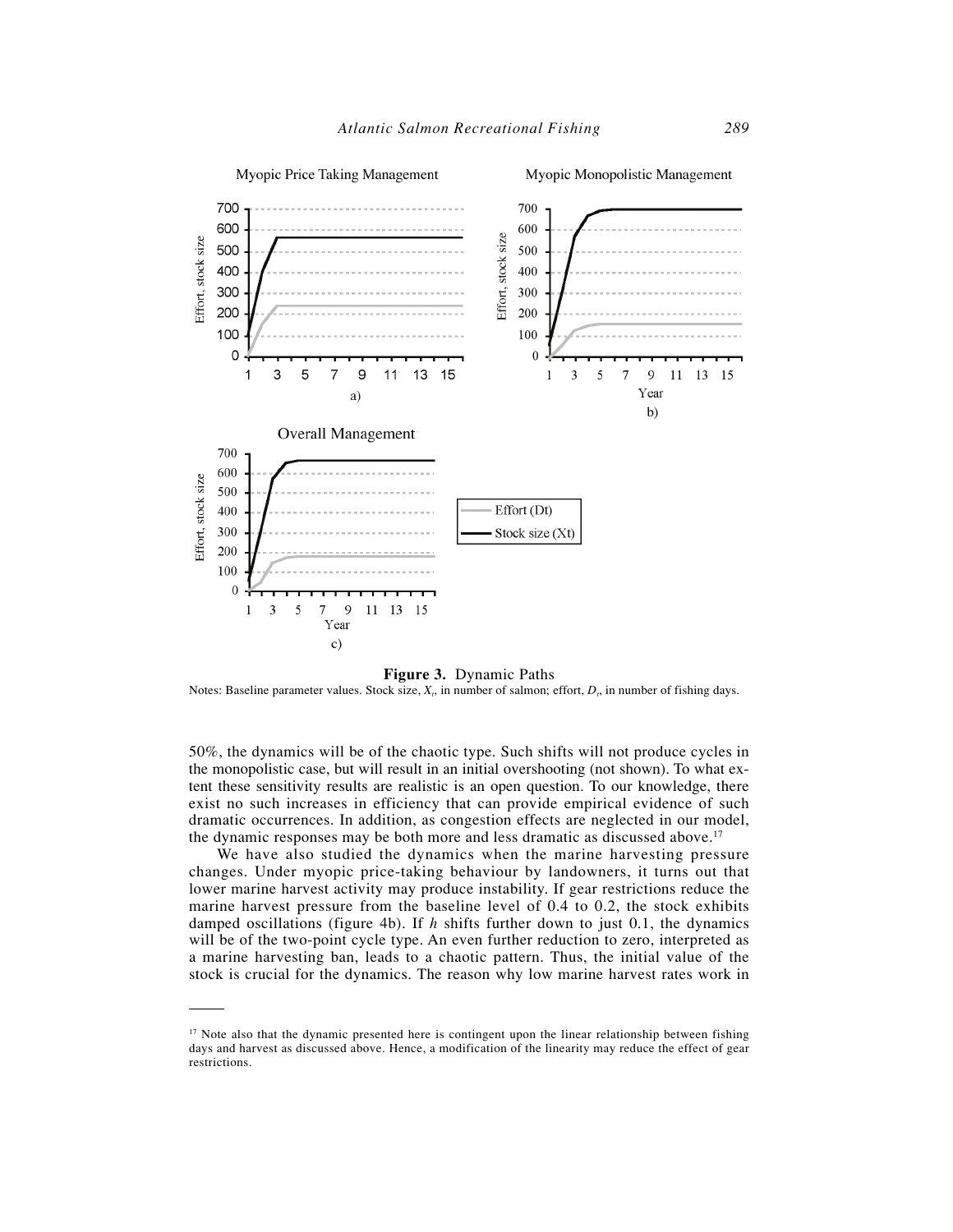**Figure 3.** Dynamic Paths

Notes: Baseline parameter values. Stock size, $X_t$, in number of salmon; effort, $D_t$, in number of fishing days.

50%, the dynamics will be of the chaotic type. Such shifts will not produce cycles in the monopolistic case, but will result in an initial overshooting (not shown). To what extent these sensitivity results are realistic is an open question. To our knowledge, there exist no such increases in efficiency that can provide empirical evidence of such dramatic occurrences. In addition, as congestion effects are neglected in our model, the dynamic responses may be both more and less dramatic as discussed above.[17]

We have also studied the dynamics when the marine harvesting pressure changes. Under myopic price-taking behaviour by landowners, it turns out that lower marine harvest activity may produce instability. If gear restrictions reduce the marine harvest pressure from the baseline level of 0.4 to 0.2, the stock exhibits damped oscillations (figure 4b). If $h$ shifts further down to just 0.1, the dynamics will be of the two-point cycle type. An even further reduction to zero, interpreted as a marine harvesting ban, leads to a chaotic pattern. Thus, the initial value of the stock is crucial for the dynamics. The reason why low marine harvest rates work in

[17] Note also that the dynamic presented here is contingent upon the linear relationship between fishing days and harvest as discussed above. Hence, a modification of the linearity may reduce the effect of gear restrictions.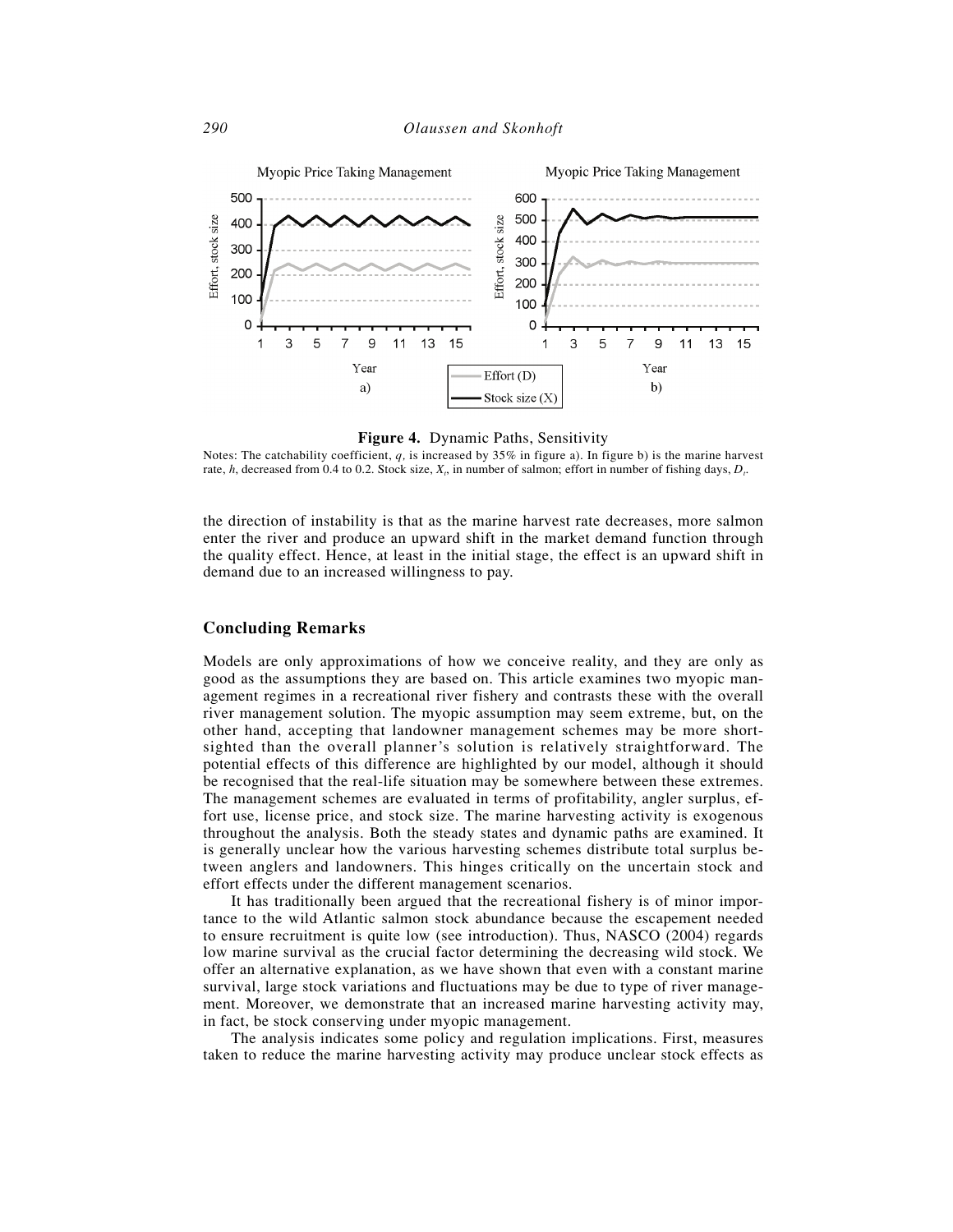**Figure 4.** Dynamic Paths, Sensitivity

Notes: The catchability coefficient, $q$, is increased by 35% in figure a). In figure b) is the marine harvest rate, $h$, decreased from 0.4 to 0.2. Stock size, $X_t$, in number of salmon; effort in number of fishing days, $D_t$.

the direction of instability is that as the marine harvest rate decreases, more salmon enter the river and produce an upward shift in the market demand function through the quality effect. Hence, at least in the initial stage, the effect is an upward shift in demand due to an increased willingness to pay.

## Concluding Remarks

Models are only approximations of how we conceive reality, and they are only as good as the assumptions they are based on. This article examines two myopic management regimes in a recreational river fishery and contrasts these with the overall river management solution. The myopic assumption may seem extreme, but, on the other hand, accepting that landowner management schemes may be more shortsighted than the overall planner's solution is relatively straightforward. The potential effects of this difference are highlighted by our model, although it should be recognised that the real-life situation may be somewhere between these extremes. The management schemes are evaluated in terms of profitability, angler surplus, effort use, license price, and stock size. The marine harvesting activity is exogenous throughout the analysis. Both the steady states and dynamic paths are examined. It is generally unclear how the various harvesting schemes distribute total surplus between anglers and landowners. This hinges critically on the uncertain stock and effort effects under the different management scenarios.

It has traditionally been argued that the recreational fishery is of minor importance to the wild Atlantic salmon stock abundance because the escapement needed to ensure recruitment is quite low (see introduction). Thus, NASCO (2004) regards low marine survival as the crucial factor determining the decreasing wild stock. We offer an alternative explanation, as we have shown that even with a constant marine survival, large stock variations and fluctuations may be due to type of river management. Moreover, we demonstrate that an increased marine harvesting activity may, in fact, be stock conserving under myopic management.

The analysis indicates some policy and regulation implications. First, measures taken to reduce the marine harvesting activity may produce unclear stock effects as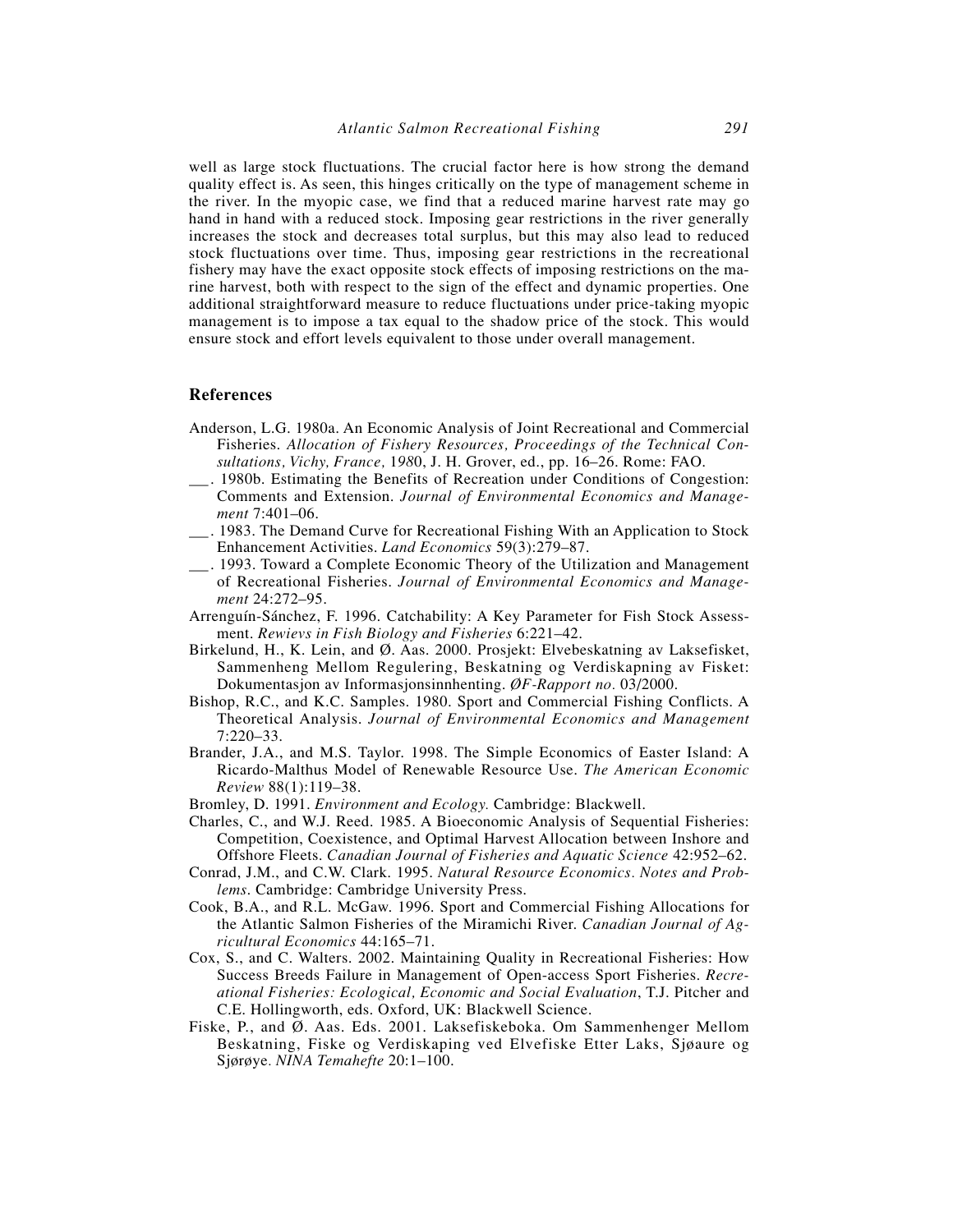well as large stock fluctuations. The crucial factor here is how strong the demand quality effect is. As seen, this hinges critically on the type of management scheme in the river. In the myopic case, we find that a reduced marine harvest rate may go hand in hand with a reduced stock. Imposing gear restrictions in the river generally increases the stock and decreases total surplus, but this may also lead to reduced stock fluctuations over time. Thus, imposing gear restrictions in the recreational fishery may have the exact opposite stock effects of imposing restrictions on the marine harvest, both with respect to the sign of the effect and dynamic properties. One additional straightforward measure to reduce fluctuations under price-taking myopic management is to impose a tax equal to the shadow price of the stock. This would ensure stock and effort levels equivalent to those under overall management.

## References

Anderson, L.G. 1980a. An Economic Analysis of Joint Recreational and Commercial Fisheries. *Allocation of Fishery Resources, Proceedings of the Technical Consultations, Vichy, France, 1980*, J. H. Grover, ed., pp. 16–26. Rome: FAO.

\_\_. 1980b. Estimating the Benefits of Recreation under Conditions of Congestion: Comments and Extension. *Journal of Environmental Economics and Management* 7:401–06.

\_\_. 1983. The Demand Curve for Recreational Fishing With an Application to Stock Enhancement Activities. *Land Economics* 59(3):279–87.

\_\_. 1993. Toward a Complete Economic Theory of the Utilization and Management of Recreational Fisheries. *Journal of Environmental Economics and Management* 24:272–95.

Arrenguín-Sánchez, F. 1996. Catchability: A Key Parameter for Fish Stock Assessment. *Rewievs in Fish Biology and Fisheries* 6:221–42.

Birkelund, H., K. Lein, and Ø. Aas. 2000. Prosjekt: Elvebeskatning av Laksefisket, Sammenheng Mellom Regulering, Beskatning og Verdiskapning av Fisket: Dokumentasjon av Informasjonsinnhenting. *ØF-Rapport no.* 03/2000.

Bishop, R.C., and K.C. Samples. 1980. Sport and Commercial Fishing Conflicts. A Theoretical Analysis. *Journal of Environmental Economics and Management* 7:220–33.

Brander, J.A., and M.S. Taylor. 1998. The Simple Economics of Easter Island: A Ricardo-Malthus Model of Renewable Resource Use. *The American Economic Review* 88(1):119–38.

Bromley, D. 1991. *Environment and Ecology.* Cambridge: Blackwell.

Charles, C., and W.J. Reed. 1985. A Bioeconomic Analysis of Sequential Fisheries: Competition, Coexistence, and Optimal Harvest Allocation between Inshore and Offshore Fleets. *Canadian Journal of Fisheries and Aquatic Science* 42:952–62.

Conrad, J.M., and C.W. Clark. 1995. *Natural Resource Economics. Notes and Problems.* Cambridge: Cambridge University Press.

Cook, B.A., and R.L. McGaw. 1996. Sport and Commercial Fishing Allocations for the Atlantic Salmon Fisheries of the Miramichi River. *Canadian Journal of Agricultural Economics* 44:165–71.

Cox, S., and C. Walters. 2002. Maintaining Quality in Recreational Fisheries: How Success Breeds Failure in Management of Open-access Sport Fisheries. *Recreational Fisheries: Ecological, Economic and Social Evaluation*, T.J. Pitcher and C.E. Hollingworth, eds. Oxford, UK: Blackwell Science.

Fiske, P., and Ø. Aas. Eds. 2001. Laksefiskeboka. Om Sammenhenger Mellom Beskatning, Fiske og Verdiskaping ved Elvefiske Etter Laks, Sjøaure og Sjørøye. *NINA Temahefte* 20:1–100.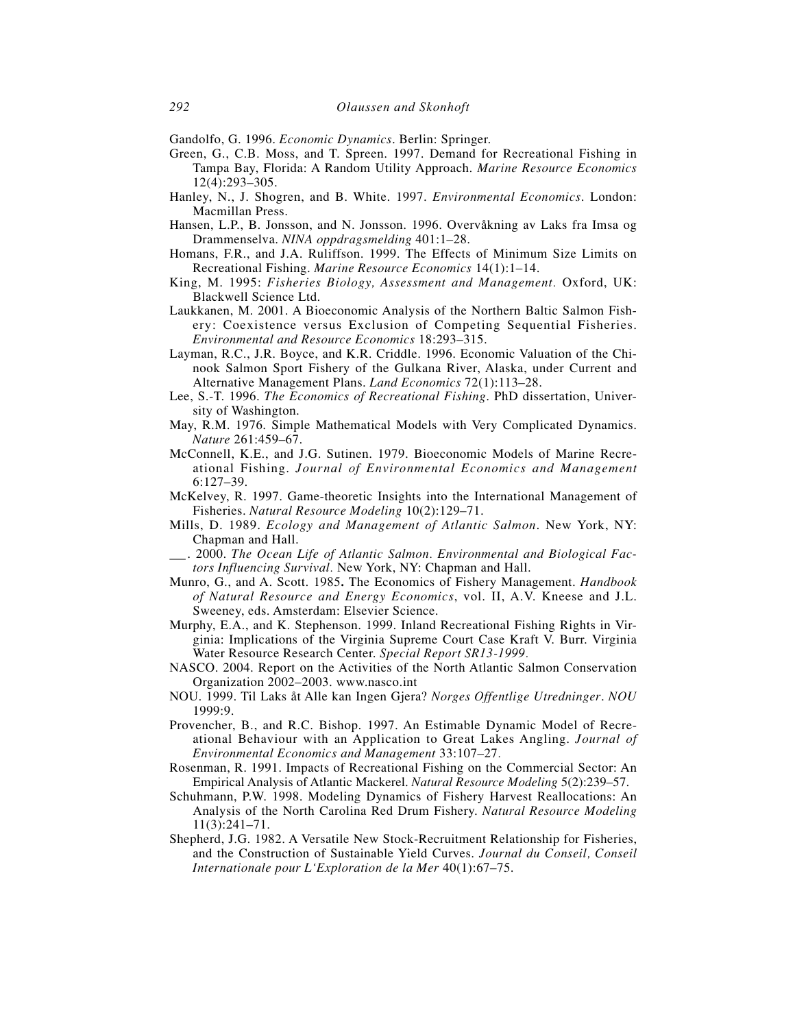Gandolfo, G. 1996. *Economic Dynamics*. Berlin: Springer.

Green, G., C.B. Moss, and T. Spreen. 1997. Demand for Recreational Fishing in Tampa Bay, Florida: A Random Utility Approach. *Marine Resource Economics* 12(4):293–305.

Hanley, N., J. Shogren, and B. White. 1997. *Environmental Economics*. London: Macmillan Press.

Hansen, L.P., B. Jonsson, and N. Jonsson. 1996. Overvåkning av Laks fra Imsa og Drammenselva. *NINA oppdragsmelding* 401:1–28.

Homans, F.R., and J.A. Ruliffson. 1999. The Effects of Minimum Size Limits on Recreational Fishing. *Marine Resource Economics* 14(1):1–14.

King, M. 1995: *Fisheries Biology, Assessment and Management.* Oxford, UK: Blackwell Science Ltd.

Laukkanen, M. 2001. A Bioeconomic Analysis of the Northern Baltic Salmon Fishery: Coexistence versus Exclusion of Competing Sequential Fisheries. *Environmental and Resource Economics* 18:293–315.

Layman, R.C., J.R. Boyce, and K.R. Criddle. 1996. Economic Valuation of the Chinook Salmon Sport Fishery of the Gulkana River, Alaska, under Current and Alternative Management Plans. *Land Economics* 72(1):113–28.

Lee, S.-T. 1996. *The Economics of Recreational Fishing*. PhD dissertation, University of Washington.

May, R.M. 1976. Simple Mathematical Models with Very Complicated Dynamics. *Nature* 261:459–67.

McConnell, K.E., and J.G. Sutinen. 1979. Bioeconomic Models of Marine Recreational Fishing. *Journal of Environmental Economics and Management* 6:127–39.

McKelvey, R. 1997. Game-theoretic Insights into the International Management of Fisheries. *Natural Resource Modeling* 10(2):129–71.

Mills, D. 1989. *Ecology and Management of Atlantic Salmon*. New York, NY: Chapman and Hall.

___. 2000. *The Ocean Life of Atlantic Salmon. Environmental and Biological Factors Influencing Survival.* New York, NY: Chapman and Hall.

Munro, G., and A. Scott. 1985**.** The Economics of Fishery Management. *Handbook of Natural Resource and Energy Economics*, vol. II, A.V. Kneese and J.L. Sweeney, eds. Amsterdam: Elsevier Science.

Murphy, E.A., and K. Stephenson. 1999. Inland Recreational Fishing Rights in Virginia: Implications of the Virginia Supreme Court Case Kraft V. Burr. Virginia Water Resource Research Center. *Special Report SR13-1999.*

NASCO. 2004. Report on the Activities of the North Atlantic Salmon Conservation Organization 2002–2003. www.nasco.int

NOU. 1999. Til Laks åt Alle kan Ingen Gjera? *Norges Offentlige Utredninger*. *NOU* 1999:9.

Provencher, B., and R.C. Bishop. 1997. An Estimable Dynamic Model of Recreational Behaviour with an Application to Great Lakes Angling. *Journal of Environmental Economics and Management* 33:107–27.

Rosenman, R. 1991. Impacts of Recreational Fishing on the Commercial Sector: An Empirical Analysis of Atlantic Mackerel. *Natural Resource Modeling* 5(2):239–57.

Schuhmann, P.W. 1998. Modeling Dynamics of Fishery Harvest Reallocations: An Analysis of the North Carolina Red Drum Fishery. *Natural Resource Modeling* 11(3):241–71.

Shepherd, J.G. 1982. A Versatile New Stock-Recruitment Relationship for Fisheries, and the Construction of Sustainable Yield Curves. *Journal du Conseil, Conseil Internationale pour L'Exploration de la Mer* 40(1):67–75.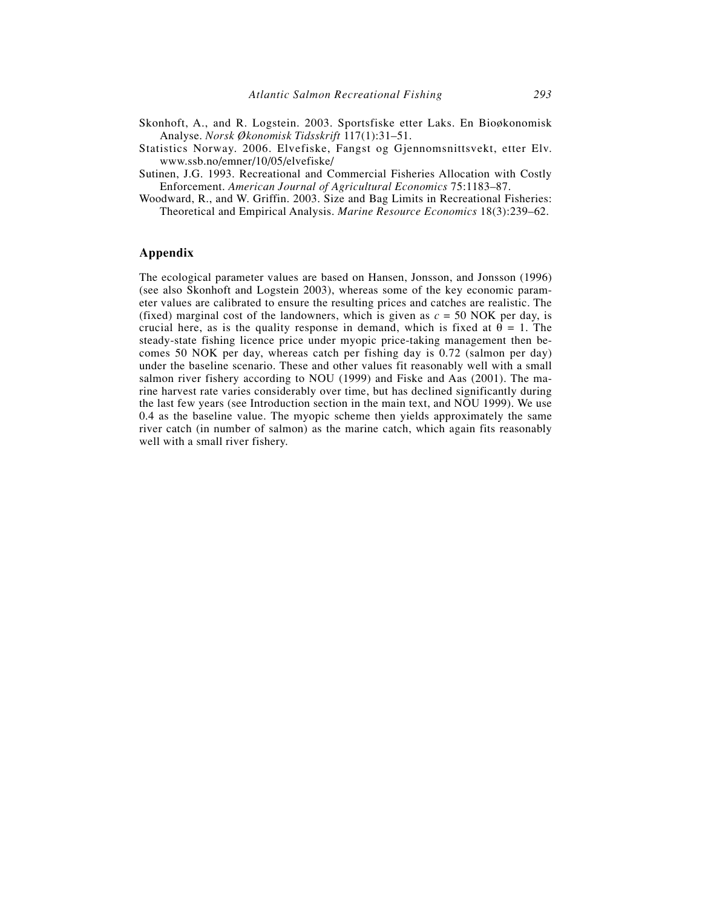Skonhoft, A., and R. Logstein. 2003. Sportsfiske etter Laks. En Bioøkonomisk Analyse. *Norsk Økonomisk Tidsskrift* 117(1):31–51.

Statistics Norway. 2006. Elvefiske, Fangst og Gjennomsnittsvekt, etter Elv. www.ssb.no/emner/10/05/elvefiske/

Sutinen, J.G. 1993. Recreational and Commercial Fisheries Allocation with Costly Enforcement. *American Journal of Agricultural Economics* 75:1183–87.

Woodward, R., and W. Griffin. 2003. Size and Bag Limits in Recreational Fisheries: Theoretical and Empirical Analysis. *Marine Resource Economics* 18(3):239–62.

## Appendix

The ecological parameter values are based on Hansen, Jonsson, and Jonsson (1996) (see also Skonhoft and Logstein 2003), whereas some of the key economic parameter values are calibrated to ensure the resulting prices and catches are realistic. The (fixed) marginal cost of the landowners, which is given as $c = 50$ NOK per day, is crucial here, as is the quality response in demand, which is fixed at $\theta = 1$. The steady-state fishing licence price under myopic price-taking management then becomes 50 NOK per day, whereas catch per fishing day is 0.72 (salmon per day) under the baseline scenario. These and other values fit reasonably well with a small salmon river fishery according to NOU (1999) and Fiske and Aas (2001). The marine harvest rate varies considerably over time, but has declined significantly during the last few years (see Introduction section in the main text, and NOU 1999). We use 0.4 as the baseline value. The myopic scheme then yields approximately the same river catch (in number of salmon) as the marine catch, which again fits reasonably well with a small river fishery.